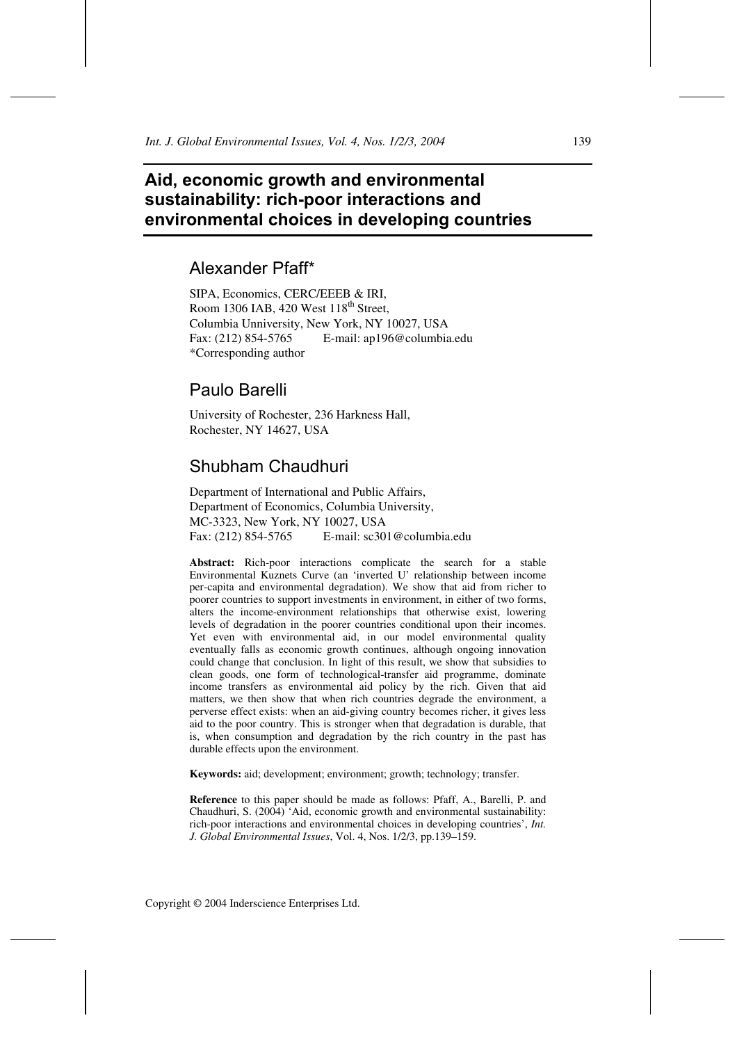# Aid, economic growth and environmental sustainability: rich-poor interactions and environmental choices in developing countries

## Alexander Pfaff*

SIPA, Economics, CERC/EEEB & IRI,
Room 1306 IAB, 420 West 118th Street,
Columbia Unniversity, New York, NY 10027, USA
Fax: (212) 854-5765 E-mail: ap196@columbia.edu
*Corresponding author

## Paulo Barelli

University of Rochester, 236 Harkness Hall,
Rochester, NY 14627, USA

## Shubham Chaudhuri

Department of International and Public Affairs,
Department of Economics, Columbia University,
MC-3323, New York, NY 10027, USA
Fax: (212) 854-5765 E-mail: sc301@columbia.edu

**Abstract:** Rich-poor interactions complicate the search for a stable Environmental Kuznets Curve (an 'inverted U' relationship between income per-capita and environmental degradation). We show that aid from richer to poorer countries to support investments in environment, in either of two forms, alters the income-environment relationships that otherwise exist, lowering levels of degradation in the poorer countries conditional upon their incomes. Yet even with environmental aid, in our model environmental quality eventually falls as economic growth continues, although ongoing innovation could change that conclusion. In light of this result, we show that subsidies to clean goods, one form of technological-transfer aid programme, dominate income transfers as environmental aid policy by the rich. Given that aid matters, we then show that when rich countries degrade the environment, a perverse effect exists: when an aid-giving country becomes richer, it gives less aid to the poor country. This is stronger when that degradation is durable, that is, when consumption and degradation by the rich country in the past has durable effects upon the environment.

**Keywords:** aid; development; environment; growth; technology; transfer.

**Reference** to this paper should be made as follows: Pfaff, A., Barelli, P. and Chaudhuri, S. (2004) 'Aid, economic growth and environmental sustainability: rich-poor interactions and environmental choices in developing countries', *Int. J. Global Environmental Issues*, Vol. 4, Nos. 1/2/3, pp.139–159.

Copyright © 2004 Inderscience Enterprises Ltd.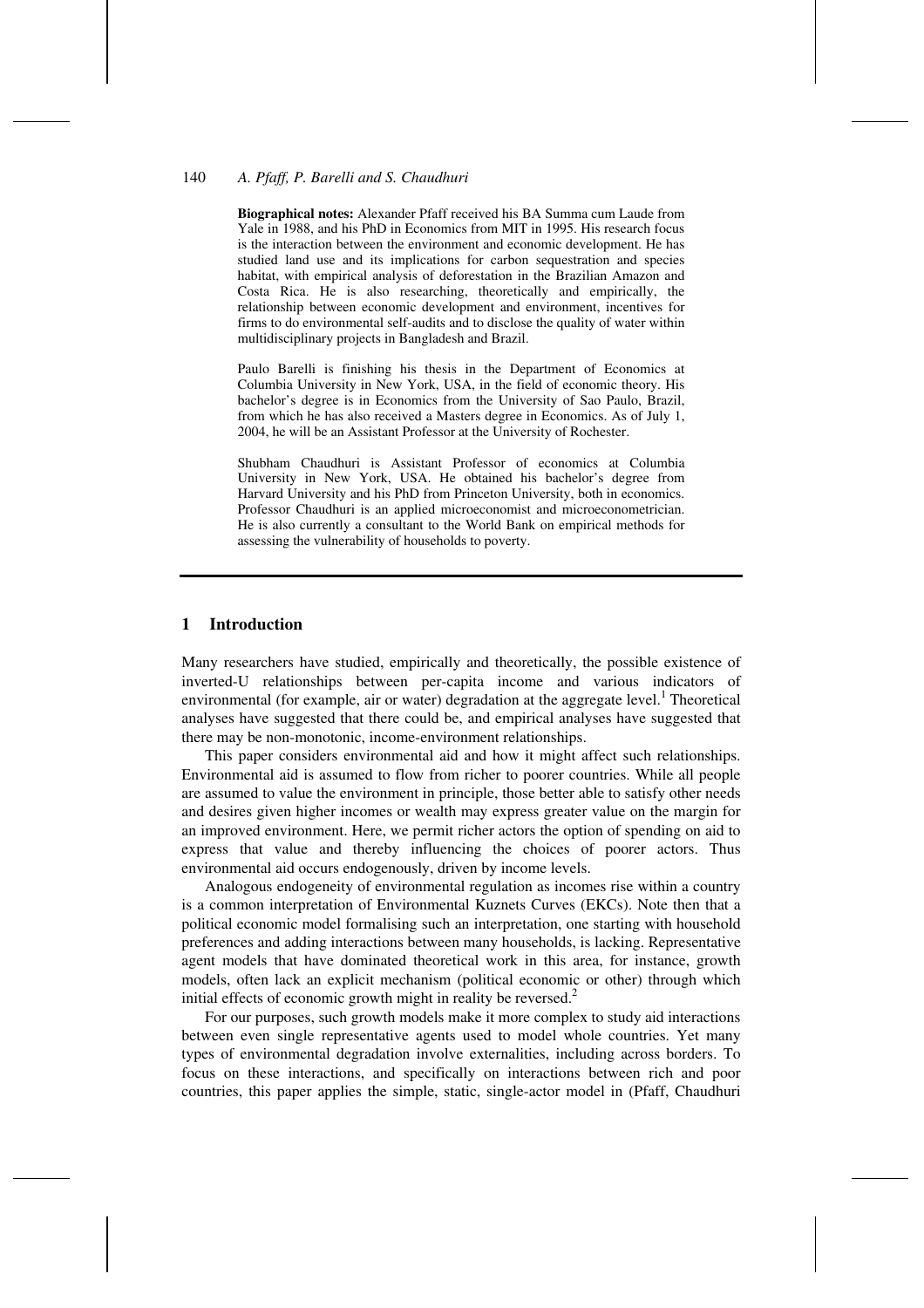**Biographical notes:** Alexander Pfaff received his BA Summa cum Laude from Yale in 1988, and his PhD in Economics from MIT in 1995. His research focus is the interaction between the environment and economic development. He has studied land use and its implications for carbon sequestration and species habitat, with empirical analysis of deforestation in the Brazilian Amazon and Costa Rica. He is also researching, theoretically and empirically, the relationship between economic development and environment, incentives for firms to do environmental self-audits and to disclose the quality of water within multidisciplinary projects in Bangladesh and Brazil.

Paulo Barelli is finishing his thesis in the Department of Economics at Columbia University in New York, USA, in the field of economic theory. His bachelor's degree is in Economics from the University of Sao Paulo, Brazil, from which he has also received a Masters degree in Economics. As of July 1, 2004, he will be an Assistant Professor at the University of Rochester.

Shubham Chaudhuri is Assistant Professor of economics at Columbia University in New York, USA. He obtained his bachelor's degree from Harvard University and his PhD from Princeton University, both in economics. Professor Chaudhuri is an applied microeconomist and microeconometrician. He is also currently a consultant to the World Bank on empirical methods for assessing the vulnerability of households to poverty.

## 1 Introduction

Many researchers have studied, empirically and theoretically, the possible existence of inverted-U relationships between per-capita income and various indicators of environmental (for example, air or water) degradation at the aggregate level.[1] Theoretical analyses have suggested that there could be, and empirical analyses have suggested that there may be non-monotonic, income-environment relationships.

This paper considers environmental aid and how it might affect such relationships. Environmental aid is assumed to flow from richer to poorer countries. While all people are assumed to value the environment in principle, those better able to satisfy other needs and desires given higher incomes or wealth may express greater value on the margin for an improved environment. Here, we permit richer actors the option of spending on aid to express that value and thereby influencing the choices of poorer actors. Thus environmental aid occurs endogenously, driven by income levels.

Analogous endogeneity of environmental regulation as incomes rise within a country is a common interpretation of Environmental Kuznets Curves (EKCs). Note then that a political economic model formalising such an interpretation, one starting with household preferences and adding interactions between many households, is lacking. Representative agent models that have dominated theoretical work in this area, for instance, growth models, often lack an explicit mechanism (political economic or other) through which initial effects of economic growth might in reality be reversed.[2]

For our purposes, such growth models make it more complex to study aid interactions between even single representative agents used to model whole countries. Yet many types of environmental degradation involve externalities, including across borders. To focus on these interactions, and specifically on interactions between rich and poor countries, this paper applies the simple, static, single-actor model in (Pfaff, Chaudhuri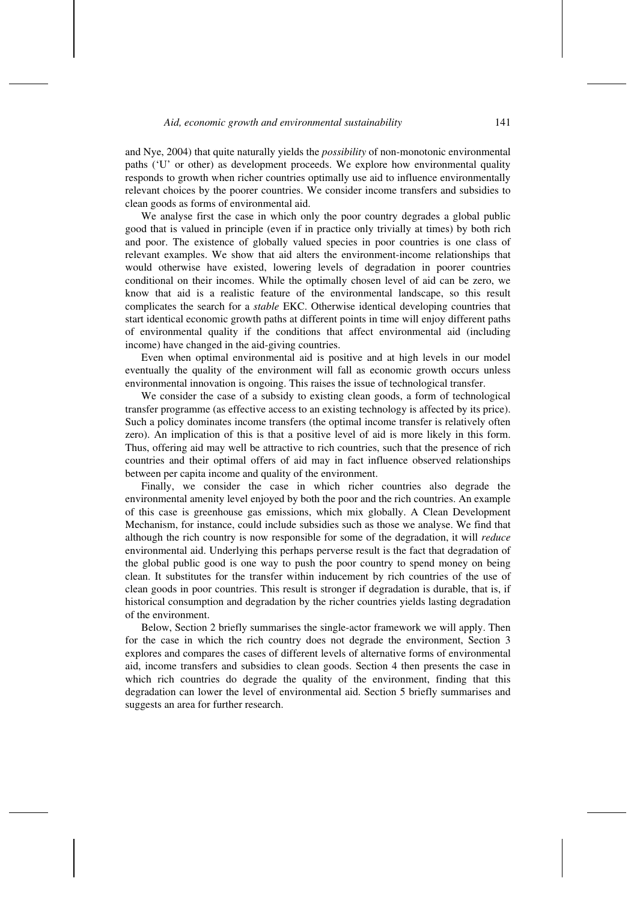and Nye, 2004) that quite naturally yields the *possibility* of non-monotonic environmental paths ('U' or other) as development proceeds. We explore how environmental quality responds to growth when richer countries optimally use aid to influence environmentally relevant choices by the poorer countries. We consider income transfers and subsidies to clean goods as forms of environmental aid.

We analyse first the case in which only the poor country degrades a global public good that is valued in principle (even if in practice only trivially at times) by both rich and poor. The existence of globally valued species in poor countries is one class of relevant examples. We show that aid alters the environment-income relationships that would otherwise have existed, lowering levels of degradation in poorer countries conditional on their incomes. While the optimally chosen level of aid can be zero, we know that aid is a realistic feature of the environmental landscape, so this result complicates the search for a *stable* EKC. Otherwise identical developing countries that start identical economic growth paths at different points in time will enjoy different paths of environmental quality if the conditions that affect environmental aid (including income) have changed in the aid-giving countries.

Even when optimal environmental aid is positive and at high levels in our model eventually the quality of the environment will fall as economic growth occurs unless environmental innovation is ongoing. This raises the issue of technological transfer.

We consider the case of a subsidy to existing clean goods, a form of technological transfer programme (as effective access to an existing technology is affected by its price). Such a policy dominates income transfers (the optimal income transfer is relatively often zero). An implication of this is that a positive level of aid is more likely in this form. Thus, offering aid may well be attractive to rich countries, such that the presence of rich countries and their optimal offers of aid may in fact influence observed relationships between per capita income and quality of the environment.

Finally, we consider the case in which richer countries also degrade the environmental amenity level enjoyed by both the poor and the rich countries. An example of this case is greenhouse gas emissions, which mix globally. A Clean Development Mechanism, for instance, could include subsidies such as those we analyse. We find that although the rich country is now responsible for some of the degradation, it will *reduce* environmental aid. Underlying this perhaps perverse result is the fact that degradation of the global public good is one way to push the poor country to spend money on being clean. It substitutes for the transfer within inducement by rich countries of the use of clean goods in poor countries. This result is stronger if degradation is durable, that is, if historical consumption and degradation by the richer countries yields lasting degradation of the environment.

Below, Section 2 briefly summarises the single-actor framework we will apply. Then for the case in which the rich country does not degrade the environment, Section 3 explores and compares the cases of different levels of alternative forms of environmental aid, income transfers and subsidies to clean goods. Section 4 then presents the case in which rich countries do degrade the quality of the environment, finding that this degradation can lower the level of environmental aid. Section 5 briefly summarises and suggests an area for further research.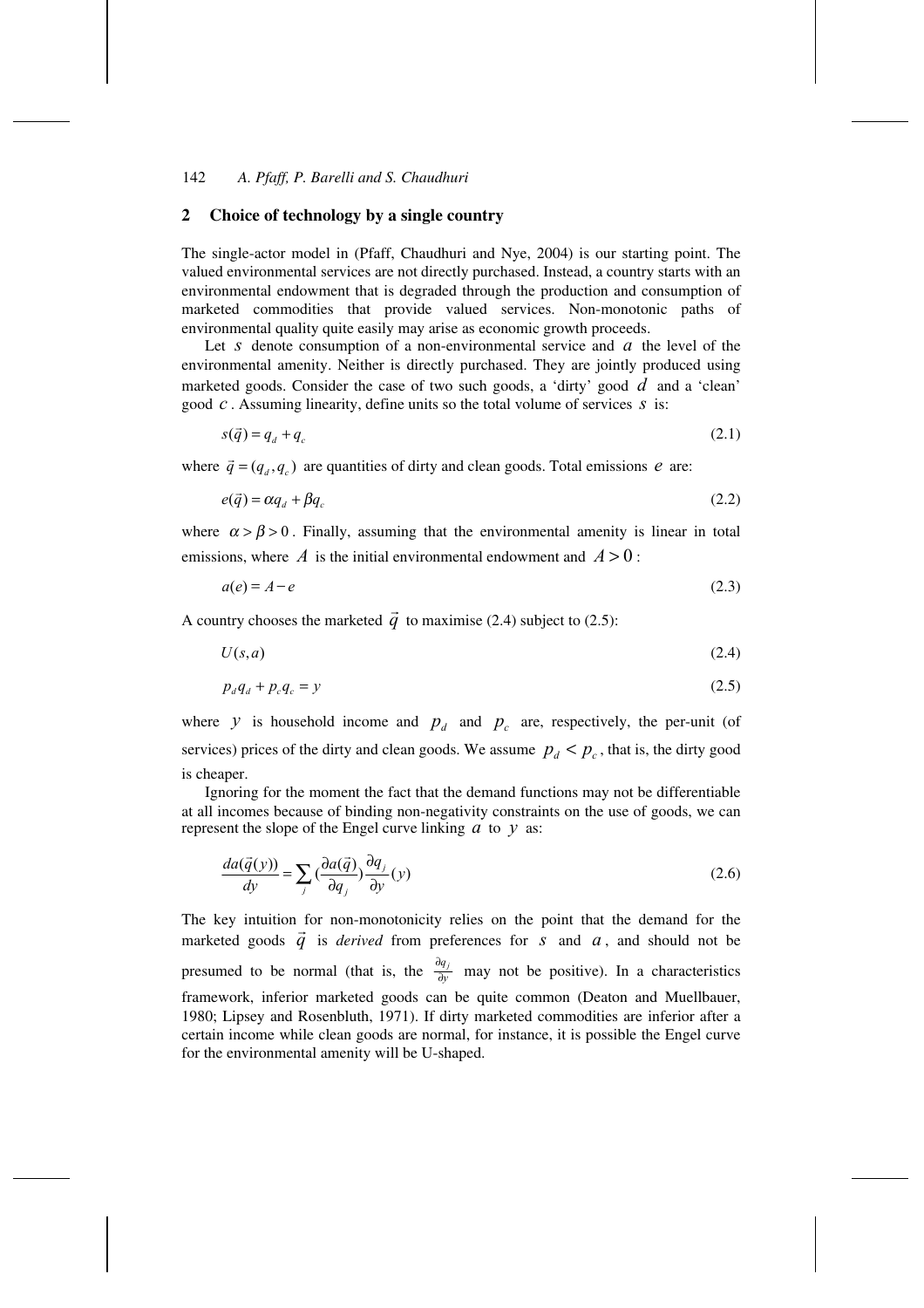## 2 Choice of technology by a single country

The single-actor model in (Pfaff, Chaudhuri and Nye, 2004) is our starting point. The valued environmental services are not directly purchased. Instead, a country starts with an environmental endowment that is degraded through the production and consumption of marketed commodities that provide valued services. Non-monotonic paths of environmental quality quite easily may arise as economic growth proceeds.

Let $s$ denote consumption of a non-environmental service and $a$ the level of the environmental amenity. Neither is directly purchased. They are jointly produced using marketed goods. Consider the case of two such goods, a 'dirty' good $d$ and a 'clean' good $c$. Assuming linearity, define units so the total volume of services $s$ is:

$$s(\vec{q}) = q_d + q_c \tag{2.1}$$

where $\vec{q} = (q_d, q_c)$ are quantities of dirty and clean goods. Total emissions $e$ are:

$$e(\vec{q}) = \alpha q_d + \beta q_c \tag{2.2}$$

where $\alpha > \beta > 0$. Finally, assuming that the environmental amenity is linear in total emissions, where $A$ is the initial environmental endowment and $A > 0$:

$$a(e) = A - e \tag{2.3}$$

A country chooses the marketed $\vec{q}$ to maximise (2.4) subject to (2.5):

$$U(s, a) \tag{2.4}$$

$$p_d q_d + p_c q_c = y \tag{2.5}$$

where $y$ is household income and $p_d$ and $p_c$ are, respectively, the per-unit (of services) prices of the dirty and clean goods. We assume $p_d < p_c$, that is, the dirty good is cheaper.

Ignoring for the moment the fact that the demand functions may not be differentiable at all incomes because of binding non-negativity constraints on the use of goods, we can represent the slope of the Engel curve linking $a$ to $y$ as:

$$\frac{da(\vec{q}(y))}{dy} = \sum_j \left(\frac{\partial a(\vec{q})}{\partial q_j}\right) \frac{\partial q_j}{\partial y}(y) \tag{2.6}$$

The key intuition for non-monotonicity relies on the point that the demand for the marketed goods $\vec{q}$ is *derived* from preferences for $s$ and $a$, and should not be presumed to be normal (that is, the $\frac{\partial q_j}{\partial y}$ may not be positive). In a characteristics framework, inferior marketed goods can be quite common (Deaton and Muellbauer, 1980; Lipsey and Rosenbluth, 1971). If dirty marketed commodities are inferior after a certain income while clean goods are normal, for instance, it is possible the Engel curve for the environmental amenity will be U-shaped.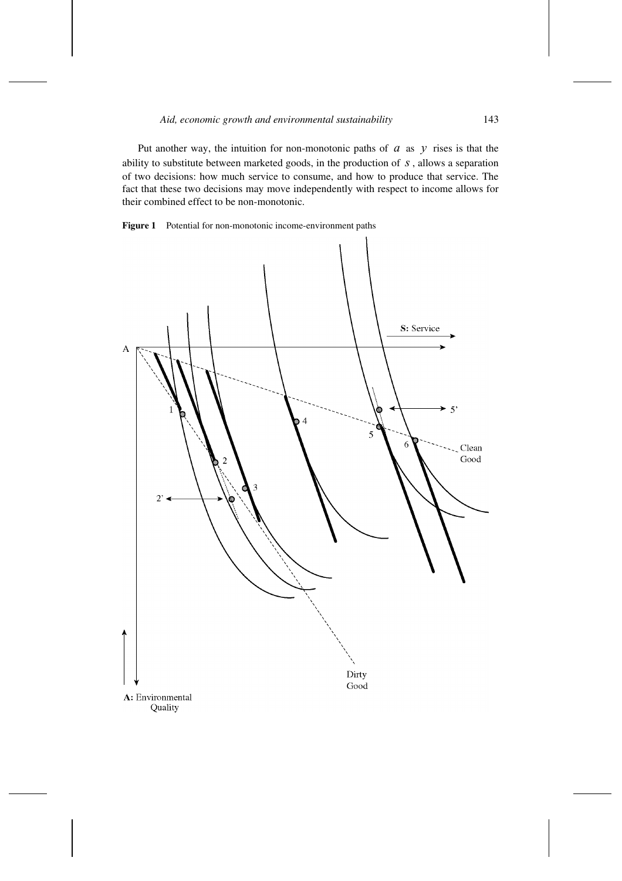Put another way, the intuition for non-monotonic paths of $a$ as $y$ rises is that the ability to substitute between marketed goods, in the production of $s$, allows a separation of two decisions: how much service to consume, and how to produce that service. The fact that these two decisions may move independently with respect to income allows for their combined effect to be non-monotonic.

**Figure 1** Potential for non-monotonic income-environment paths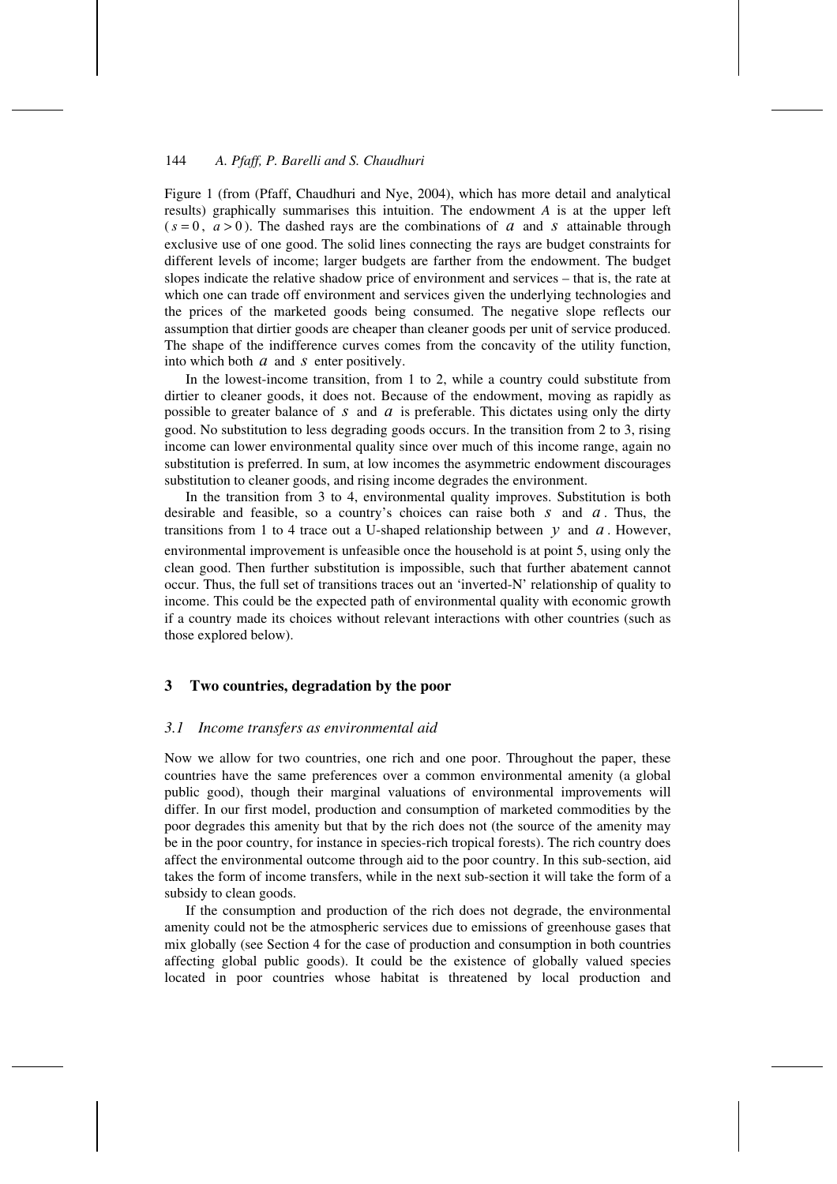Figure 1 (from (Pfaff, Chaudhuri and Nye, 2004), which has more detail and analytical results) graphically summarises this intuition. The endowment *A* is at the upper left ($s = 0$, $a > 0$). The dashed rays are the combinations of $a$ and $s$ attainable through exclusive use of one good. The solid lines connecting the rays are budget constraints for different levels of income; larger budgets are farther from the endowment. The budget slopes indicate the relative shadow price of environment and services – that is, the rate at which one can trade off environment and services given the underlying technologies and the prices of the marketed goods being consumed. The negative slope reflects our assumption that dirtier goods are cheaper than cleaner goods per unit of service produced. The shape of the indifference curves comes from the concavity of the utility function, into which both $a$ and $s$ enter positively.

In the lowest-income transition, from 1 to 2, while a country could substitute from dirtier to cleaner goods, it does not. Because of the endowment, moving as rapidly as possible to greater balance of $s$ and $a$ is preferable. This dictates using only the dirty good. No substitution to less degrading goods occurs. In the transition from 2 to 3, rising income can lower environmental quality since over much of this income range, again no substitution is preferred. In sum, at low incomes the asymmetric endowment discourages substitution to cleaner goods, and rising income degrades the environment.

In the transition from 3 to 4, environmental quality improves. Substitution is both desirable and feasible, so a country's choices can raise both $s$ and $a$. Thus, the transitions from 1 to 4 trace out a U-shaped relationship between $y$ and $a$. However, environmental improvement is unfeasible once the household is at point 5, using only the clean good. Then further substitution is impossible, such that further abatement cannot occur. Thus, the full set of transitions traces out an 'inverted-N' relationship of quality to income. This could be the expected path of environmental quality with economic growth if a country made its choices without relevant interactions with other countries (such as those explored below).

## 3 Two countries, degradation by the poor

### *3.1 Income transfers as environmental aid*

Now we allow for two countries, one rich and one poor. Throughout the paper, these countries have the same preferences over a common environmental amenity (a global public good), though their marginal valuations of environmental improvements will differ. In our first model, production and consumption of marketed commodities by the poor degrades this amenity but that by the rich does not (the source of the amenity may be in the poor country, for instance in species-rich tropical forests). The rich country does affect the environmental outcome through aid to the poor country. In this sub-section, aid takes the form of income transfers, while in the next sub-section it will take the form of a subsidy to clean goods.

If the consumption and production of the rich does not degrade, the environmental amenity could not be the atmospheric services due to emissions of greenhouse gases that mix globally (see Section 4 for the case of production and consumption in both countries affecting global public goods). It could be the existence of globally valued species located in poor countries whose habitat is threatened by local production and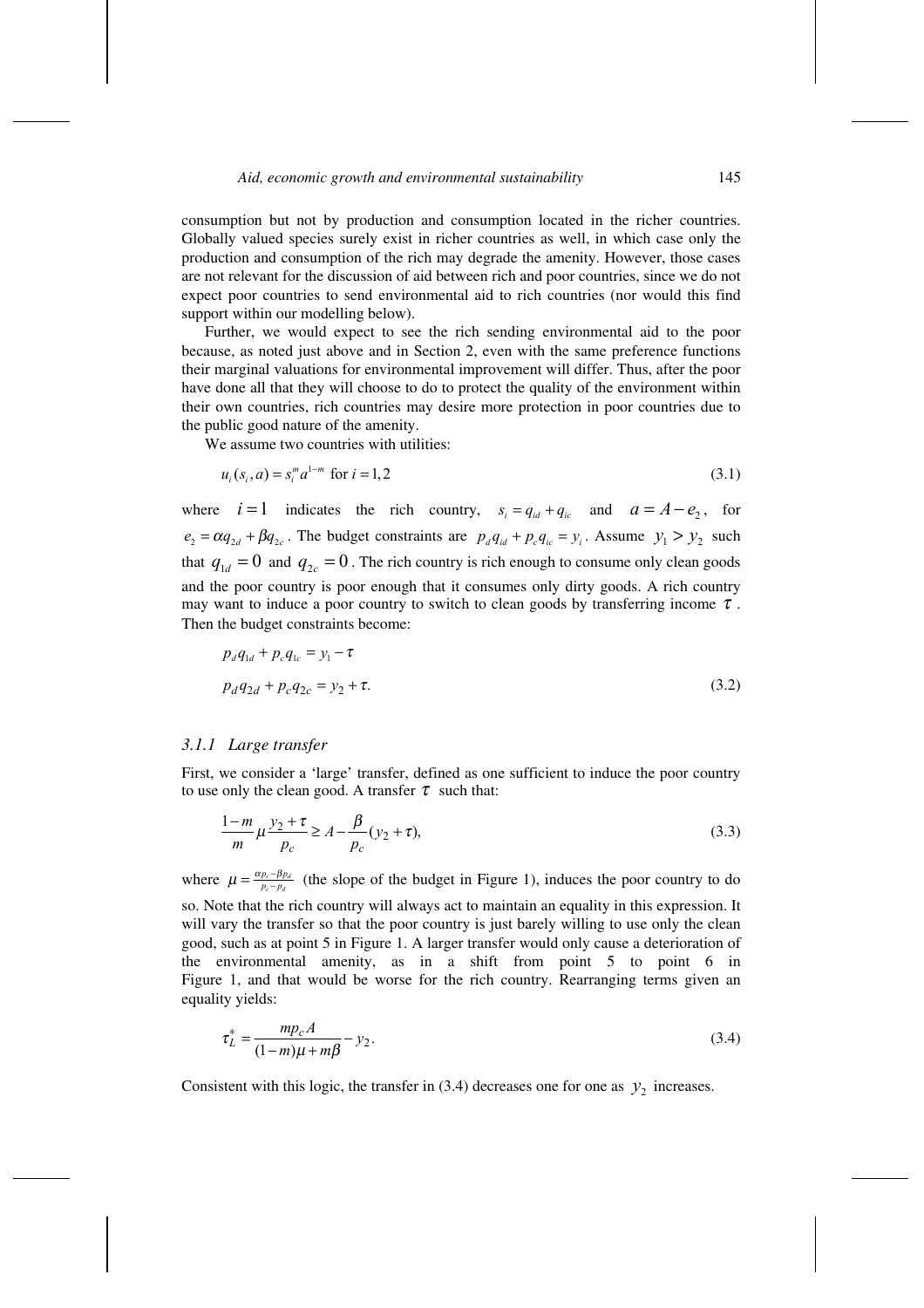consumption but not by production and consumption located in the richer countries. Globally valued species surely exist in richer countries as well, in which case only the production and consumption of the rich may degrade the amenity. However, those cases are not relevant for the discussion of aid between rich and poor countries, since we do not expect poor countries to send environmental aid to rich countries (nor would this find support within our modelling below).

Further, we would expect to see the rich sending environmental aid to the poor because, as noted just above and in Section 2, even with the same preference functions their marginal valuations for environmental improvement will differ. Thus, after the poor have done all that they will choose to do to protect the quality of the environment within their own countries, rich countries may desire more protection in poor countries due to the public good nature of the amenity.

We assume two countries with utilities:

$$u_i(s_i, a) = s_i^m a^{1-m} \text{ for } i = 1,2 \tag{3.1}$$

where $i=1$ indicates the rich country, $s_i = q_{id} + q_{ic}$ and $a = A - e_2$, for $e_2 = \alpha q_{2d} + \beta q_{2c}$. The budget constraints are $p_d q_{id} + p_c q_{ic} = y_i$. Assume $y_1 > y_2$ such that $q_{1d} = 0$ and $q_{2c} = 0$. The rich country is rich enough to consume only clean goods and the poor country is poor enough that it consumes only dirty goods. A rich country may want to induce a poor country to switch to clean goods by transferring income $\tau$. Then the budget constraints become:

$$\begin{aligned} p_d q_{1d} + p_c q_{1c} &= y_1 - \tau \\ p_d q_{2d} + p_c q_{2c} &= y_2 + \tau. \end{aligned} \tag{3.2}$$

### 3.1.1 Large transfer

First, we consider a 'large' transfer, defined as one sufficient to induce the poor country to use only the clean good. A transfer $\tau$ such that:

$$\frac{1-m}{m}\mu\frac{y_2+\tau}{p_c} \geq A - \frac{\beta}{p_c}(y_2+\tau), \tag{3.3}$$

where $\mu = \frac{\alpha p_c - \beta p_d}{p_c - p_d}$ (the slope of the budget in Figure 1), induces the poor country to do so. Note that the rich country will always act to maintain an equality in this expression. It will vary the transfer so that the poor country is just barely willing to use only the clean good, such as at point 5 in Figure 1. A larger transfer would only cause a deterioration of the environmental amenity, as in a shift from point 5 to point 6 in Figure 1, and that would be worse for the rich country. Rearranging terms given an equality yields:

$$\tau_L^* = \frac{m p_c A}{(1-m)\mu + m\beta} - y_2. \tag{3.4}$$

Consistent with this logic, the transfer in (3.4) decreases one for one as $y_2$ increases.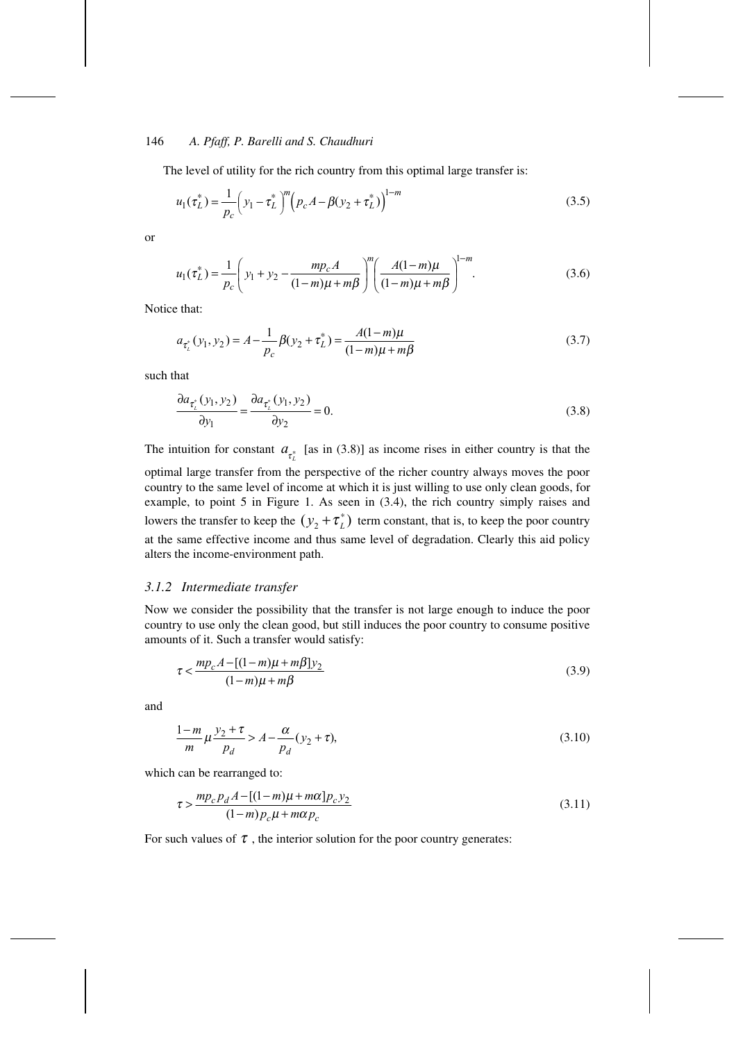The level of utility for the rich country from this optimal large transfer is:

$$u_1(\tau_L^*) = \frac{1}{p_c}\left(y_1 - \tau_L^*\right)^m \left(p_c A - \beta(y_2 + \tau_L^*)\right)^{1-m} \tag{3.5}$$

or

$$u_1(\tau_L^*) = \frac{1}{p_c}\left(y_1 + y_2 - \frac{m p_c A}{(1-m)\mu + m\beta}\right)^m \left(\frac{A(1-m)\mu}{(1-m)\mu + m\beta}\right)^{1-m}. \tag{3.6}$$

Notice that:

$$a_{\tau_L^*}(y_1, y_2) = A - \frac{1}{p_c}\beta(y_2 + \tau_L^*) = \frac{A(1-m)\mu}{(1-m)\mu + m\beta} \tag{3.7}$$

such that

$$\frac{\partial a_{\tau_L^*}(y_1, y_2)}{\partial y_1} = \frac{\partial a_{\tau_L^*}(y_1, y_2)}{\partial y_2} = 0. \tag{3.8}$$

The intuition for constant $a_{\tau_L^*}$ [as in (3.8)] as income rises in either country is that the optimal large transfer from the perspective of the richer country always moves the poor country to the same level of income at which it is just willing to use only clean goods, for example, to point 5 in Figure 1. As seen in (3.4), the rich country simply raises and lowers the transfer to keep the $(y_2 + \tau_L^*)$ term constant, that is, to keep the poor country at the same effective income and thus same level of degradation. Clearly this aid policy alters the income-environment path.

### 3.1.2 Intermediate transfer

Now we consider the possibility that the transfer is not large enough to induce the poor country to use only the clean good, but still induces the poor country to consume positive amounts of it. Such a transfer would satisfy:

$$\tau < \frac{m p_c A - [(1-m)\mu + m\beta] y_2}{(1-m)\mu + m\beta} \tag{3.9}$$

and

$$\frac{1-m}{m}\mu \frac{y_2 + \tau}{p_d} > A - \frac{\alpha}{p_d}(y_2 + \tau), \tag{3.10}$$

which can be rearranged to:

$$\tau > \frac{m p_c p_d A - [(1-m)\mu + m\alpha] p_c y_2}{(1-m) p_c \mu + m\alpha p_c} \tag{3.11}$$

For such values of $\tau$, the interior solution for the poor country generates: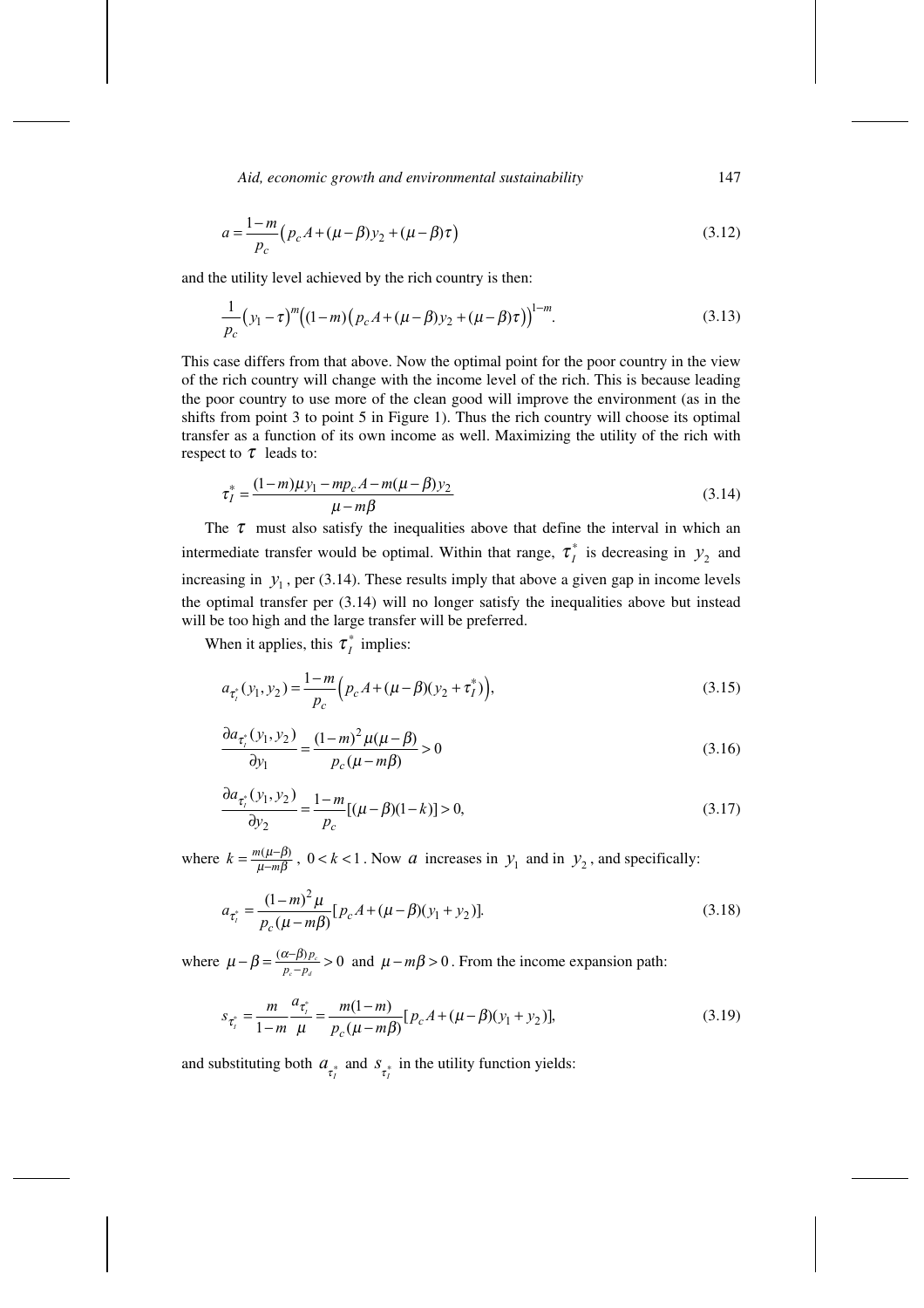$$a = \frac{1-m}{p_c}\left(p_c A + (\mu - \beta) y_2 + (\mu - \beta)\tau\right) \tag{3.12}$$

and the utility level achieved by the rich country is then:

$$\frac{1}{p_c}\left(y_1 - \tau\right)^m \left((1-m)\left(p_c A + (\mu-\beta) y_2 + (\mu-\beta)\tau\right)\right)^{1-m}. \tag{3.13}$$

This case differs from that above. Now the optimal point for the poor country in the view of the rich country will change with the income level of the rich. This is because leading the poor country to use more of the clean good will improve the environment (as in the shifts from point 3 to point 5 in Figure 1). Thus the rich country will choose its optimal transfer as a function of its own income as well. Maximizing the utility of the rich with respect to $\tau$ leads to:

$$\tau_I^* = \frac{(1-m)\mu y_1 - m p_c A - m(\mu-\beta) y_2}{\mu - m\beta} \tag{3.14}$$

The $\tau$ must also satisfy the inequalities above that define the interval in which an intermediate transfer would be optimal. Within that range, $\tau_I^*$ is decreasing in $y_2$ and increasing in $y_1$, per (3.14). These results imply that above a given gap in income levels the optimal transfer per (3.14) will no longer satisfy the inequalities above but instead will be too high and the large transfer will be preferred.

When it applies, this $\tau_I^*$ implies:

$$a_{\tau_I^*}(y_1, y_2) = \frac{1-m}{p_c}\left(p_c A + (\mu-\beta)(y_2 + \tau_I^*)\right), \tag{3.15}$$

$$\frac{\partial a_{\tau_I^*}(y_1, y_2)}{\partial y_1} = \frac{(1-m)^2 \mu (\mu-\beta)}{p_c(\mu - m\beta)} > 0 \tag{3.16}$$

$$\frac{\partial a_{\tau_I^*}(y_1, y_2)}{\partial y_2} = \frac{1-m}{p_c}[(\mu-\beta)(1-k)] > 0, \tag{3.17}$$

where $k = \frac{m(\mu-\beta)}{\mu - m\beta}$, $0 < k < 1$. Now $a$ increases in $y_1$ and in $y_2$, and specifically:

$$a_{\tau_I^*} = \frac{(1-m)^2 \mu}{p_c(\mu - m\beta)}[p_c A + (\mu-\beta)(y_1 + y_2)]. \tag{3.18}$$

where $\mu - \beta = \frac{(\alpha-\beta)p_c}{p_c - p_d} > 0$ and $\mu - m\beta > 0$. From the income expansion path:

$$s_{\tau_I^*} = \frac{m}{1-m}\frac{a_{\tau_I^*}}{\mu} = \frac{m(1-m)}{p_c(\mu - m\beta)}[p_c A + (\mu-\beta)(y_1 + y_2)], \tag{3.19}$$

and substituting both $a_{\tau_I^*}$ and $s_{\tau_I^*}$ in the utility function yields: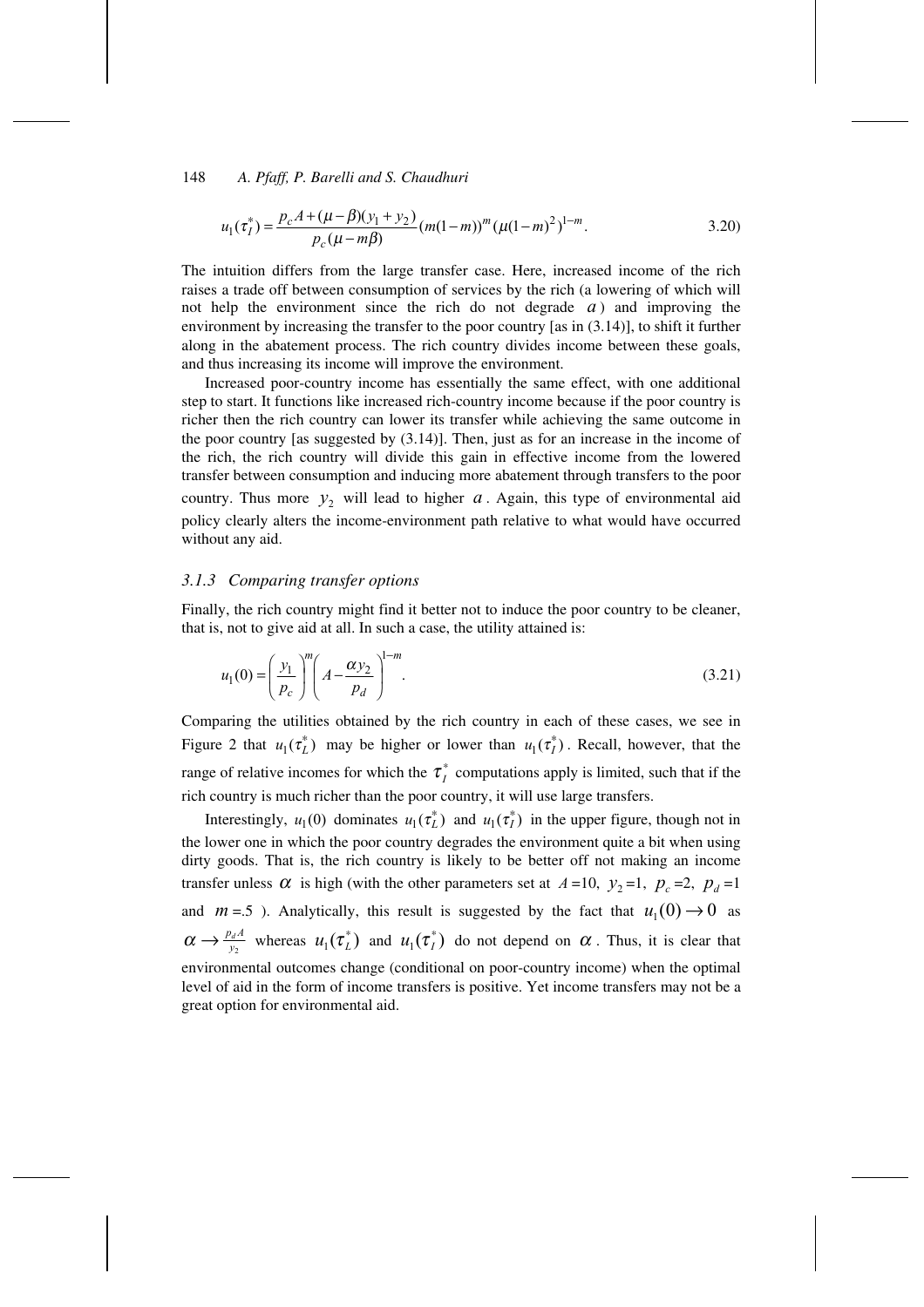$$u_1(\tau_I^*) = \frac{p_c A + (\mu - \beta)(y_1 + y_2)}{p_c(\mu - m\beta)} (m(1-m))^m (\mu(1-m)^2)^{1-m}. \tag{3.20}$$

The intuition differs from the large transfer case. Here, increased income of the rich raises a trade off between consumption of services by the rich (a lowering of which will not help the environment since the rich do not degrade $a$) and improving the environment by increasing the transfer to the poor country [as in (3.14)], to shift it further along in the abatement process. The rich country divides income between these goals, and thus increasing its income will improve the environment.

Increased poor-country income has essentially the same effect, with one additional step to start. It functions like increased rich-country income because if the poor country is richer then the rich country can lower its transfer while achieving the same outcome in the poor country [as suggested by (3.14)]. Then, just as for an increase in the income of the rich, the rich country will divide this gain in effective income from the lowered transfer between consumption and inducing more abatement through transfers to the poor country. Thus more $y_2$ will lead to higher $a$. Again, this type of environmental aid policy clearly alters the income-environment path relative to what would have occurred without any aid.

### 3.1.3 Comparing transfer options

Finally, the rich country might find it better not to induce the poor country to be cleaner, that is, not to give aid at all. In such a case, the utility attained is:

$$u_1(0) = \left(\frac{y_1}{p_c}\right)^m \left(A - \frac{\alpha y_2}{p_d}\right)^{1-m}. \tag{3.21}$$

Comparing the utilities obtained by the rich country in each of these cases, we see in Figure 2 that $u_1(\tau_L^*)$ may be higher or lower than $u_1(\tau_I^*)$. Recall, however, that the range of relative incomes for which the $\tau_I^*$ computations apply is limited, such that if the rich country is much richer than the poor country, it will use large transfers.

Interestingly, $u_1(0)$ dominates $u_1(\tau_L^*)$ and $u_1(\tau_I^*)$ in the upper figure, though not in the lower one in which the poor country degrades the environment quite a bit when using dirty goods. That is, the rich country is likely to be better off not making an income transfer unless $\alpha$ is high (with the other parameters set at $A$ =10, $y_2$ =1, $p_c$ =2, $p_d$ =1 and $m$ =.5 ). Analytically, this result is suggested by the fact that $u_1(0) \to 0$ as $\alpha \to \frac{p_d A}{y_2}$ whereas $u_1(\tau_L^*)$ and $u_1(\tau_I^*)$ do not depend on $\alpha$. Thus, it is clear that environmental outcomes change (conditional on poor-country income) when the optimal level of aid in the form of income transfers is positive. Yet income transfers may not be a great option for environmental aid.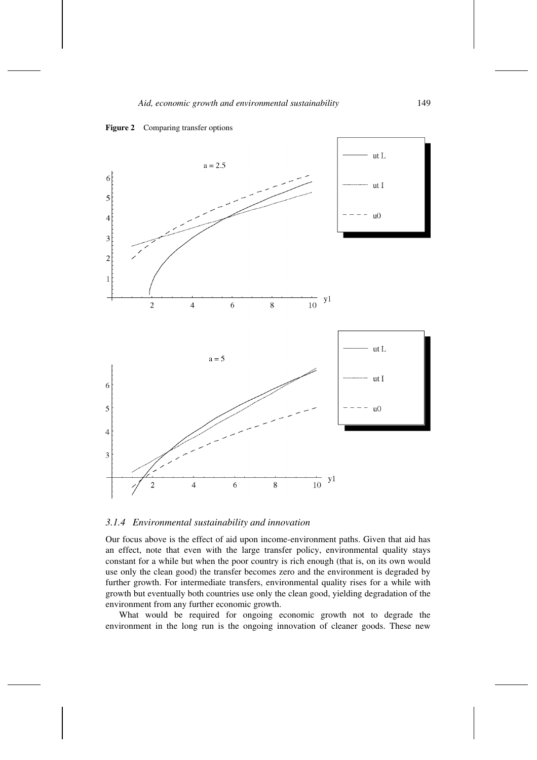**Figure 2** Comparing transfer options

### *3.1.4 Environmental sustainability and innovation*

Our focus above is the effect of aid upon income-environment paths. Given that aid has an effect, note that even with the large transfer policy, environmental quality stays constant for a while but when the poor country is rich enough (that is, on its own would use only the clean good) the transfer becomes zero and the environment is degraded by further growth. For intermediate transfers, environmental quality rises for a while with growth but eventually both countries use only the clean good, yielding degradation of the environment from any further economic growth.

What would be required for ongoing economic growth not to degrade the environment in the long run is the ongoing innovation of cleaner goods. These new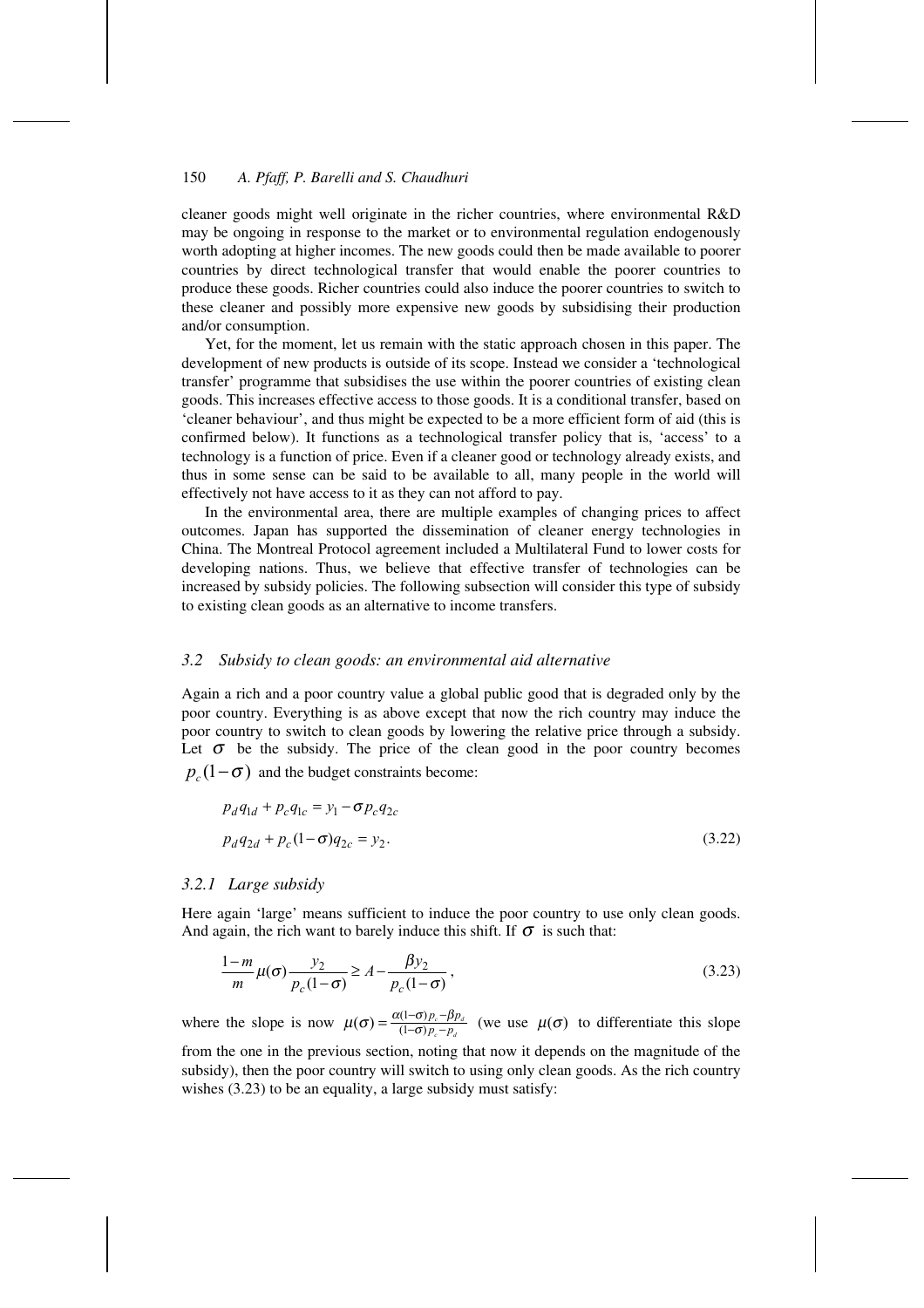cleaner goods might well originate in the richer countries, where environmental R&D may be ongoing in response to the market or to environmental regulation endogenously worth adopting at higher incomes. The new goods could then be made available to poorer countries by direct technological transfer that would enable the poorer countries to produce these goods. Richer countries could also induce the poorer countries to switch to these cleaner and possibly more expensive new goods by subsidising their production and/or consumption.

Yet, for the moment, let us remain with the static approach chosen in this paper. The development of new products is outside of its scope. Instead we consider a 'technological transfer' programme that subsidises the use within the poorer countries of existing clean goods. This increases effective access to those goods. It is a conditional transfer, based on 'cleaner behaviour', and thus might be expected to be a more efficient form of aid (this is confirmed below). It functions as a technological transfer policy that is, 'access' to a technology is a function of price. Even if a cleaner good or technology already exists, and thus in some sense can be said to be available to all, many people in the world will effectively not have access to it as they can not afford to pay.

In the environmental area, there are multiple examples of changing prices to affect outcomes. Japan has supported the dissemination of cleaner energy technologies in China. The Montreal Protocol agreement included a Multilateral Fund to lower costs for developing nations. Thus, we believe that effective transfer of technologies can be increased by subsidy policies. The following subsection will consider this type of subsidy to existing clean goods as an alternative to income transfers.

### 3.2 Subsidy to clean goods: an environmental aid alternative

Again a rich and a poor country value a global public good that is degraded only by the poor country. Everything is as above except that now the rich country may induce the poor country to switch to clean goods by lowering the relative price through a subsidy. Let $\sigma$ be the subsidy. The price of the clean good in the poor country becomes $p_c(1-\sigma)$ and the budget constraints become:

$$
\begin{aligned}
& p_d q_{1d} + p_c q_{1c} = y_1 - \sigma p_c q_{2c} \\
& p_d q_{2d} + p_c (1-\sigma) q_{2c} = y_2 .
\end{aligned} \tag{3.22}
$$

#### 3.2.1 Large subsidy

Here again 'large' means sufficient to induce the poor country to use only clean goods. And again, the rich want to barely induce this shift. If $\sigma$ is such that:

$$
\frac{1-m}{m}\mu(\sigma)\frac{y_2}{p_c(1-\sigma)} \geq A - \frac{\beta y_2}{p_c(1-\sigma)}, \tag{3.23}
$$

where the slope is now $\mu(\sigma) = \frac{\alpha(1-\sigma)p_c - \beta p_d}{(1-\sigma)p_c - p_d}$ (we use $\mu(\sigma)$ to differentiate this slope from the one in the previous section, noting that now it depends on the magnitude of the subsidy), then the poor country will switch to using only clean goods. As the rich country wishes (3.23) to be an equality, a large subsidy must satisfy: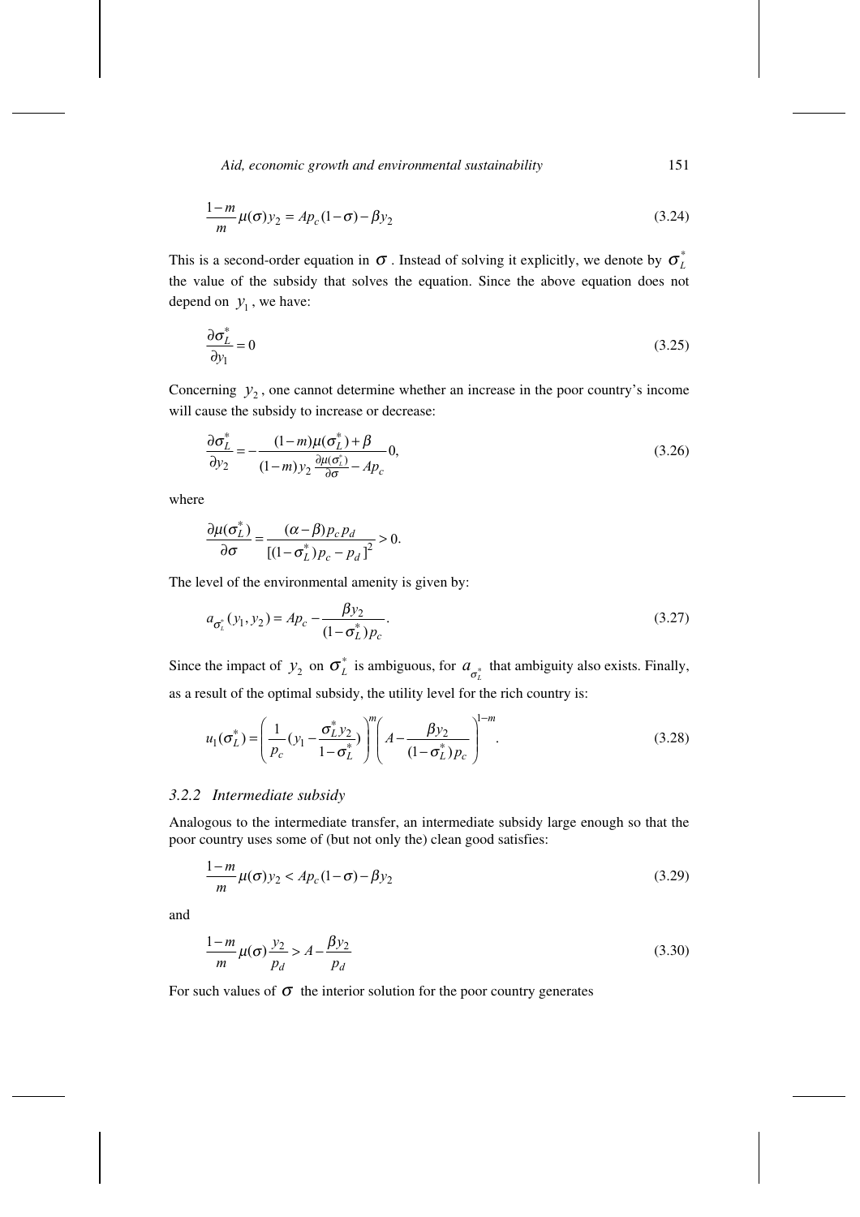$$\frac{1-m}{m}\mu(\sigma)y_2 = Ap_c(1-\sigma) - \beta y_2 \tag{3.24}$$

This is a second-order equation in $\sigma$. Instead of solving it explicitly, we denote by $\sigma_L^*$ the value of the subsidy that solves the equation. Since the above equation does not depend on $y_1$, we have:

$$\frac{\partial \sigma_L^*}{\partial y_1} = 0 \tag{3.25}$$

Concerning $y_2$, one cannot determine whether an increase in the poor country's income will cause the subsidy to increase or decrease:

$$\frac{\partial \sigma_L^*}{\partial y_2} = -\frac{(1-m)\mu(\sigma_L^*) + \beta}{(1-m)y_2\frac{\partial \mu(\sigma_L^*)}{\partial \sigma} - Ap_c} 0, \tag{3.26}$$

where

$$\frac{\partial \mu(\sigma_L^*)}{\partial \sigma} = \frac{(\alpha-\beta)p_c p_d}{[(1-\sigma_L^*)p_c - p_d]^2} > 0.$$

The level of the environmental amenity is given by:

$$a_{\sigma_L^*}(y_1, y_2) = Ap_c - \frac{\beta y_2}{(1-\sigma_L^*)p_c}. \tag{3.27}$$

Since the impact of $y_2$ on $\sigma_L^*$ is ambiguous, for $a_{\sigma_L^*}$ that ambiguity also exists. Finally, as a result of the optimal subsidy, the utility level for the rich country is:

$$u_1(\sigma_L^*) = \left(\frac{1}{p_c}\left(y_1 - \frac{\sigma_L^* y_2}{1-\sigma_L^*}\right)\right)^m \left(A - \frac{\beta y_2}{(1-\sigma_L^*)p_c}\right)^{1-m}. \tag{3.28}$$

### 3.2.2 *Intermediate subsidy*

Analogous to the intermediate transfer, an intermediate subsidy large enough so that the poor country uses some of (but not only the) clean good satisfies:

$$\frac{1-m}{m}\mu(\sigma)y_2 < Ap_c(1-\sigma) - \beta y_2 \tag{3.29}$$

and

$$\frac{1-m}{m}\mu(\sigma)\frac{y_2}{p_d} > A - \frac{\beta y_2}{p_d} \tag{3.30}$$

For such values of $\sigma$ the interior solution for the poor country generates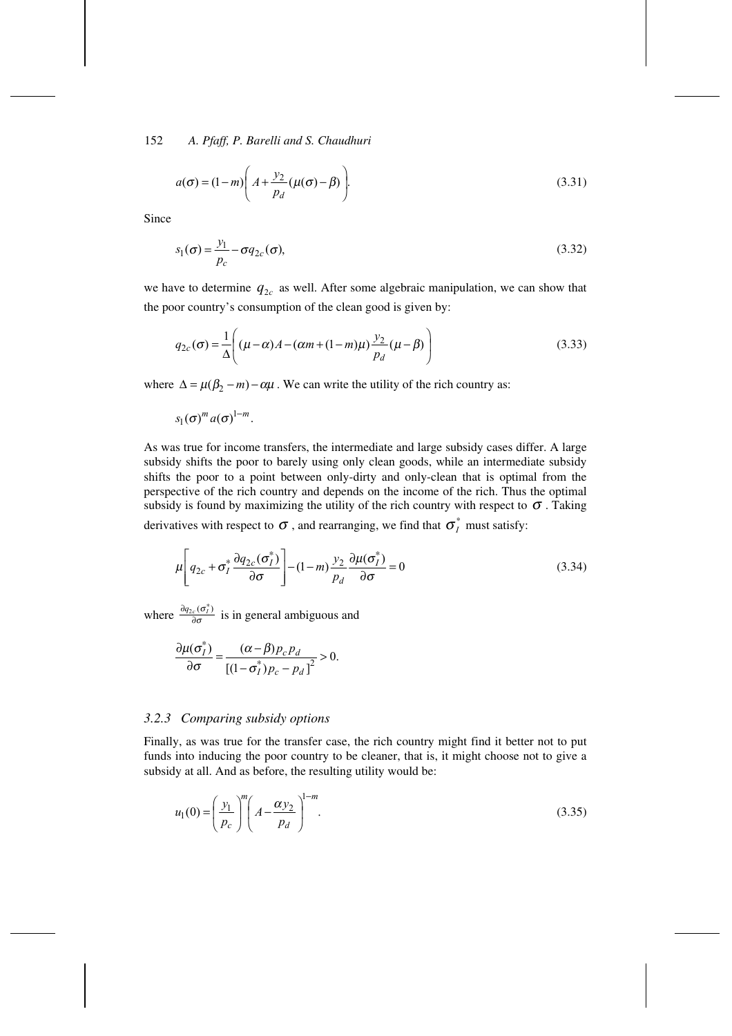$$a(\sigma) = (1-m)\left( A + \frac{y_2}{p_d}(\mu(\sigma) - \beta) \right). \tag{3.31}$$

Since

$$s_1(\sigma) = \frac{y_1}{p_c} - \sigma q_{2c}(\sigma), \tag{3.32}$$

we have to determine $q_{2c}$ as well. After some algebraic manipulation, we can show that the poor country's consumption of the clean good is given by:

$$q_{2c}(\sigma) = \frac{1}{\Delta}\left( (\mu - \alpha)A - (\alpha m + (1-m)\mu)\frac{y_2}{p_d}(\mu - \beta) \right) \tag{3.33}$$

where $\Delta = \mu(\beta_2 - m) - \alpha\mu$. We can write the utility of the rich country as:

$$s_1(\sigma)^m a(\sigma)^{1-m}.$$

As was true for income transfers, the intermediate and large subsidy cases differ. A large subsidy shifts the poor to barely using only clean goods, while an intermediate subsidy shifts the poor to a point between only-dirty and only-clean that is optimal from the perspective of the rich country and depends on the income of the rich. Thus the optimal subsidy is found by maximizing the utility of the rich country with respect to $\sigma$. Taking derivatives with respect to $\sigma$, and rearranging, we find that $\sigma_I^*$ must satisfy:

$$\mu\left[ q_{2c} + \sigma_I^* \frac{\partial q_{2c}(\sigma_I^*)}{\partial \sigma} \right] - (1-m)\frac{y_2}{p_d}\frac{\partial \mu(\sigma_I^*)}{\partial \sigma} = 0 \tag{3.34}$$

where $\frac{\partial q_{2c}(\sigma_I^*)}{\partial \sigma}$ is in general ambiguous and

$$\frac{\partial \mu(\sigma_I^*)}{\partial \sigma} = \frac{(\alpha - \beta)p_c p_d}{[(1-\sigma_I^*)p_c - p_d]^2} > 0.$$

### *3.2.3 Comparing subsidy options*

Finally, as was true for the transfer case, the rich country might find it better not to put funds into inducing the poor country to be cleaner, that is, it might choose not to give a subsidy at all. And as before, the resulting utility would be:

$$u_1(0) = \left( \frac{y_1}{p_c} \right)^m \left( A - \frac{\alpha y_2}{p_d} \right)^{1-m}. \tag{3.35}$$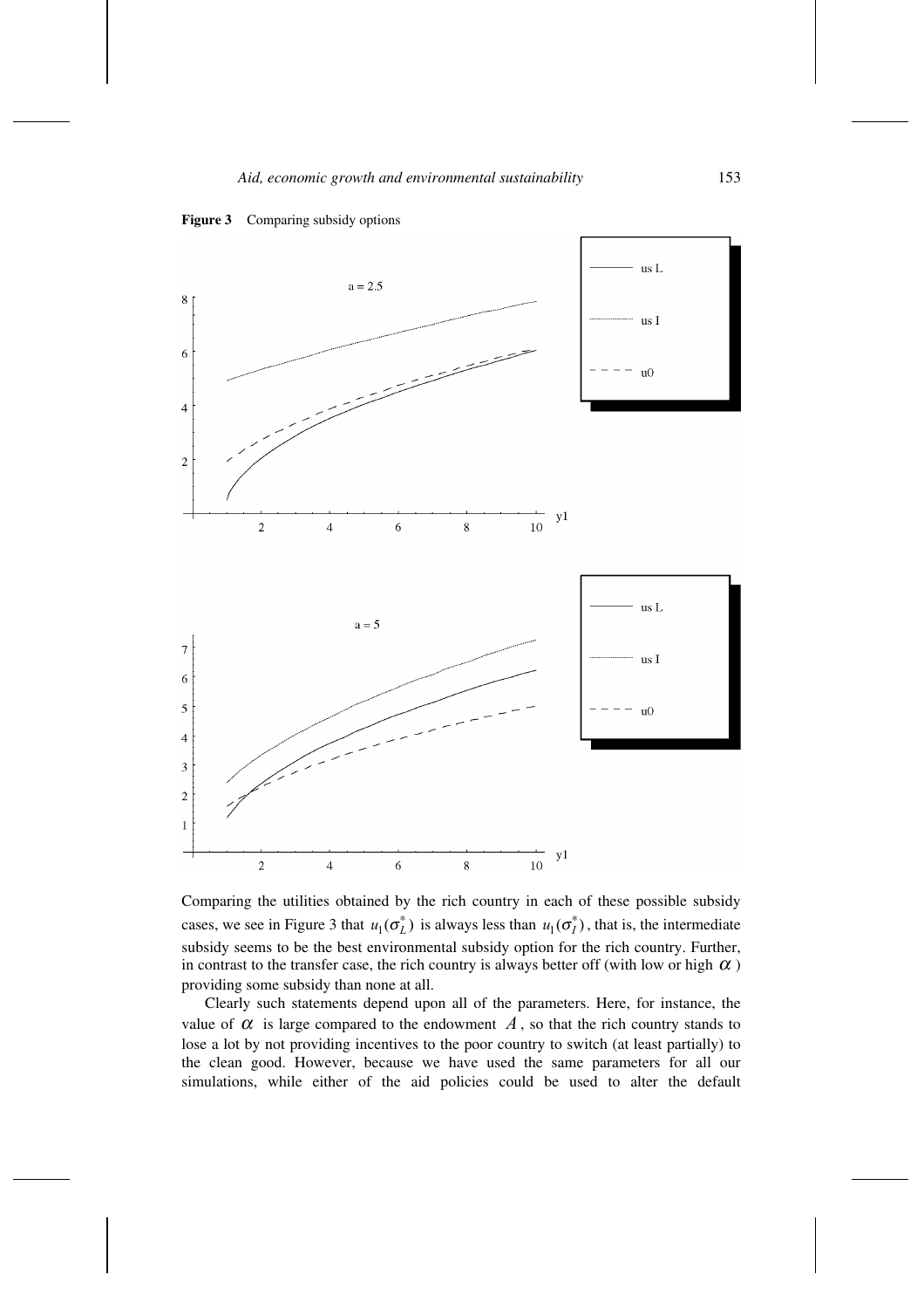**Figure 3** Comparing subsidy options

Comparing the utilities obtained by the rich country in each of these possible subsidy cases, we see in Figure 3 that $u_1(\sigma_L^*)$ is always less than $u_1(\sigma_I^*)$, that is, the intermediate subsidy seems to be the best environmental subsidy option for the rich country. Further, in contrast to the transfer case, the rich country is always better off (with low or high $\alpha$) providing some subsidy than none at all.

Clearly such statements depend upon all of the parameters. Here, for instance, the value of $\alpha$ is large compared to the endowment $A$, so that the rich country stands to lose a lot by not providing incentives to the poor country to switch (at least partially) to the clean good. However, because we have used the same parameters for all our simulations, while either of the aid policies could be used to alter the default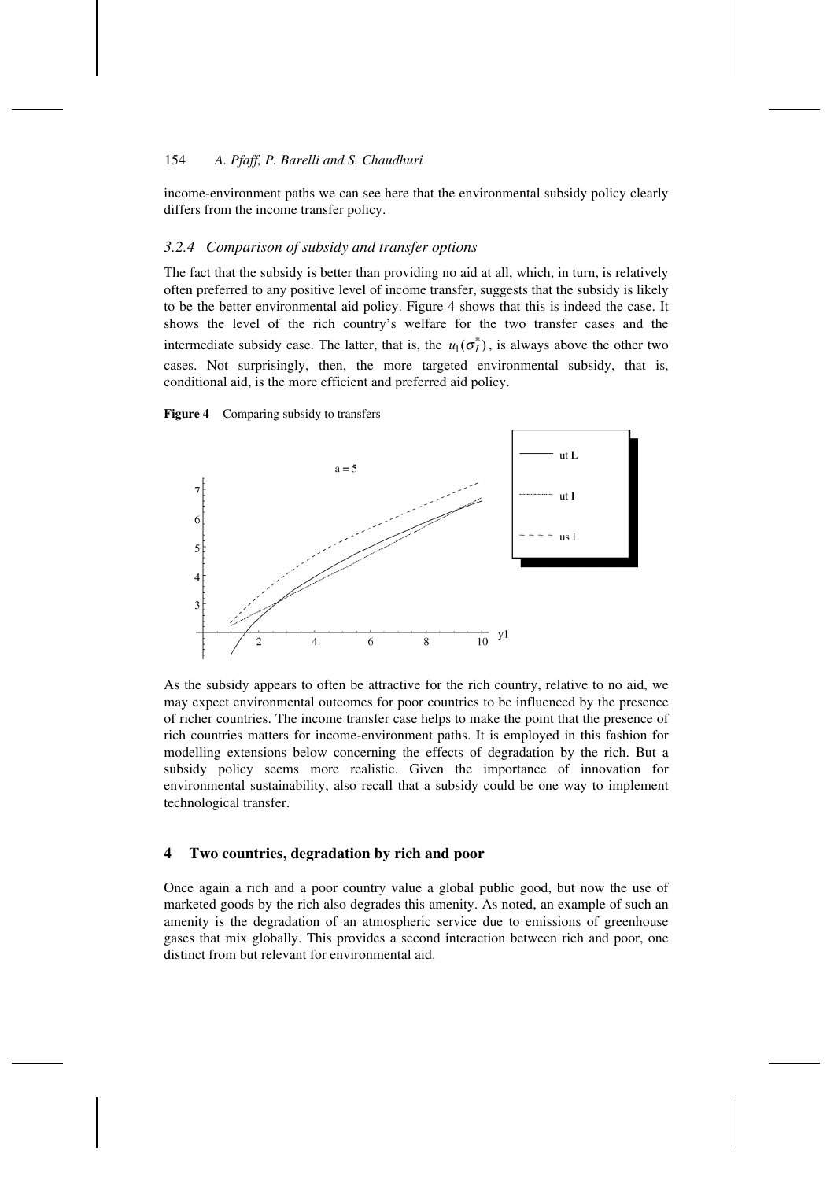income-environment paths we can see here that the environmental subsidy policy clearly differs from the income transfer policy.

### 3.2.4 Comparison of subsidy and transfer options

The fact that the subsidy is better than providing no aid at all, which, in turn, is relatively often preferred to any positive level of income transfer, suggests that the subsidy is likely to be the better environmental aid policy. Figure 4 shows that this is indeed the case. It shows the level of the rich country's welfare for the two transfer cases and the intermediate subsidy case. The latter, that is, the $u_1(\sigma_I^*)$, is always above the other two cases. Not surprisingly, then, the more targeted environmental subsidy, that is, conditional aid, is the more efficient and preferred aid policy.

**Figure 4** Comparing subsidy to transfers

As the subsidy appears to often be attractive for the rich country, relative to no aid, we may expect environmental outcomes for poor countries to be influenced by the presence of richer countries. The income transfer case helps to make the point that the presence of rich countries matters for income-environment paths. It is employed in this fashion for modelling extensions below concerning the effects of degradation by the rich. But a subsidy policy seems more realistic. Given the importance of innovation for environmental sustainability, also recall that a subsidy could be one way to implement technological transfer.

## 4 Two countries, degradation by rich and poor

Once again a rich and a poor country value a global public good, but now the use of marketed goods by the rich also degrades this amenity. As noted, an example of such an amenity is the degradation of an atmospheric service due to emissions of greenhouse gases that mix globally. This provides a second interaction between rich and poor, one distinct from but relevant for environmental aid.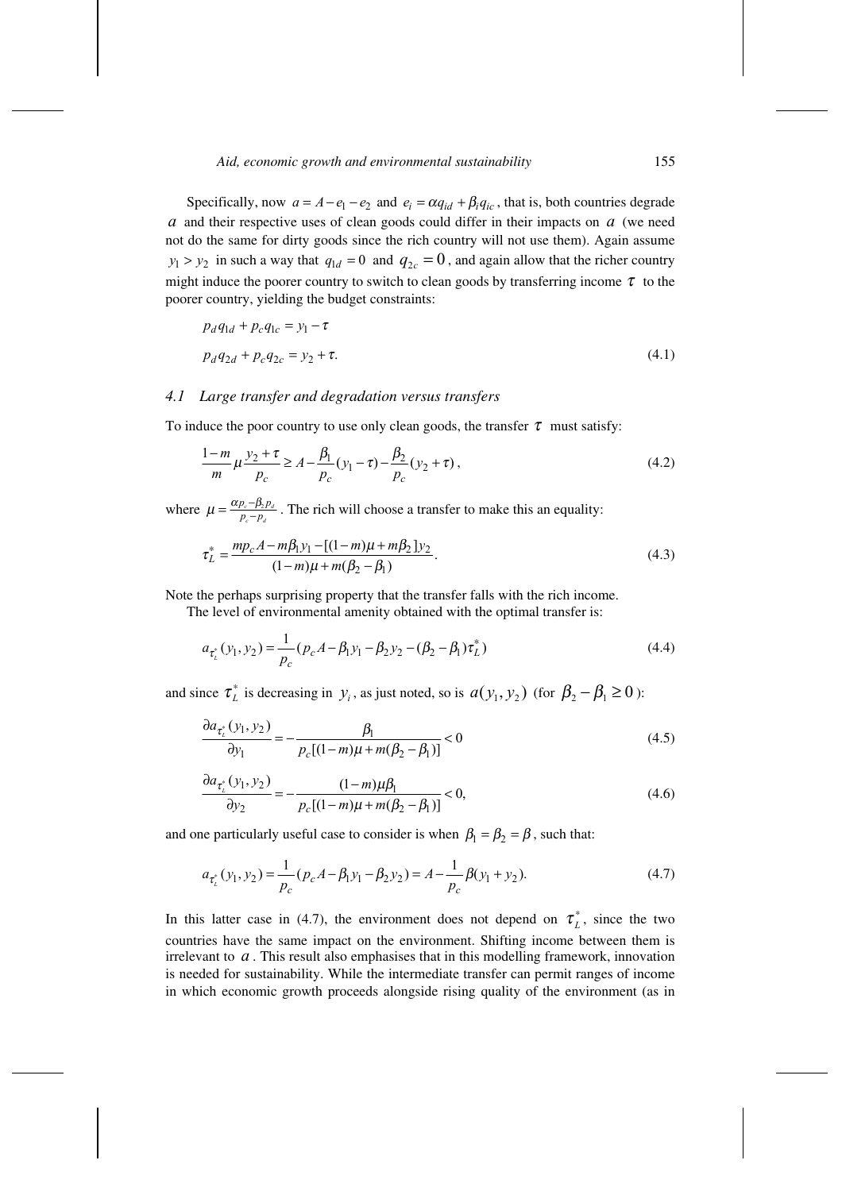Specifically, now $a = A - e_1 - e_2$ and $e_i = \alpha q_{id} + \beta_i q_{ic}$, that is, both countries degrade $a$ and their respective uses of clean goods could differ in their impacts on $a$ (we need not do the same for dirty goods since the rich country will not use them). Again assume $y_1 > y_2$ in such a way that $q_{1d} = 0$ and $q_{2c} = 0$, and again allow that the richer country might induce the poorer country to switch to clean goods by transferring income $\tau$ to the poorer country, yielding the budget constraints:

$$
\begin{aligned}
& p_d q_{1d} + p_c q_{1c} = y_1 - \tau \\
& p_d q_{2d} + p_c q_{2c} = y_2 + \tau.
\end{aligned}
\tag{4.1}
$$

### *4.1 Large transfer and degradation versus transfers*

To induce the poor country to use only clean goods, the transfer $\tau$ must satisfy:

$$
\frac{1-m}{m}\mu \frac{y_2 + \tau}{p_c} \geq A - \frac{\beta_1}{p_c}(y_1 - \tau) - \frac{\beta_2}{p_c}(y_2 + \tau), \tag{4.2}
$$

where $\mu = \frac{\alpha p_c - \beta_2 p_d}{p_c - p_d}$. The rich will choose a transfer to make this an equality:

$$
\tau_L^* = \frac{m p_c A - m\beta_1 y_1 - [(1-m)\mu + m\beta_2] y_2}{(1-m)\mu + m(\beta_2 - \beta_1)}. \tag{4.3}
$$

Note the perhaps surprising property that the transfer falls with the rich income.

The level of environmental amenity obtained with the optimal transfer is:

$$
a_{\tau_L^*}(y_1, y_2) = \frac{1}{p_c}(p_c A - \beta_1 y_1 - \beta_2 y_2 - (\beta_2 - \beta_1)\tau_L^*) \tag{4.4}
$$

and since $\tau_L^*$ is decreasing in $y_i$, as just noted, so is $a(y_1, y_2)$ (for $\beta_2 - \beta_1 \geq 0$):

$$
\frac{\partial a_{\tau_L^*}(y_1, y_2)}{\partial y_1} = -\frac{\beta_1}{p_c[(1-m)\mu + m(\beta_2 - \beta_1)]} < 0 \tag{4.5}
$$

$$
\frac{\partial a_{\tau_L^*}(y_1, y_2)}{\partial y_2} = -\frac{(1-m)\mu\beta_1}{p_c[(1-m)\mu + m(\beta_2 - \beta_1)]} < 0, \tag{4.6}
$$

and one particularly useful case to consider is when $\beta_1 = \beta_2 = \beta$, such that:

$$
a_{\tau_L^*}(y_1, y_2) = \frac{1}{p_c}(p_c A - \beta_1 y_1 - \beta_2 y_2) = A - \frac{1}{p_c}\beta(y_1 + y_2). \tag{4.7}
$$

In this latter case in (4.7), the environment does not depend on $\tau_L^*$, since the two countries have the same impact on the environment. Shifting income between them is irrelevant to $a$. This result also emphasises that in this modelling framework, innovation is needed for sustainability. While the intermediate transfer can permit ranges of income in which economic growth proceeds alongside rising quality of the environment (as in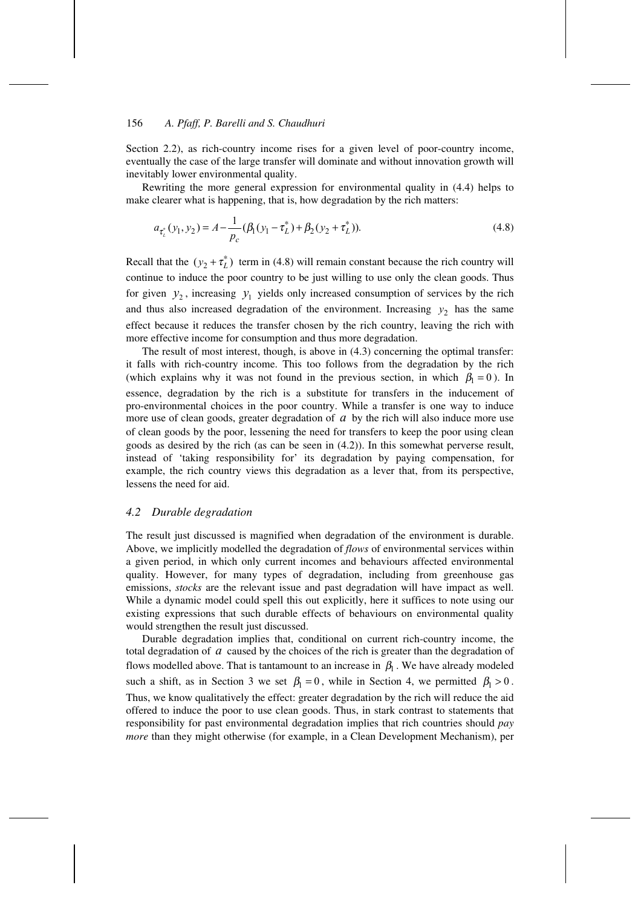Section 2.2), as rich-country income rises for a given level of poor-country income, eventually the case of the large transfer will dominate and without innovation growth will inevitably lower environmental quality.

Rewriting the more general expression for environmental quality in (4.4) helps to make clearer what is happening, that is, how degradation by the rich matters:

$$a_{\tau_L^*}(y_1, y_2) = A - \frac{1}{p_c}(\beta_1(y_1 - \tau_L^*) + \beta_2(y_2 + \tau_L^*)). \tag{4.8}$$

Recall that the $(y_2 + \tau_L^*)$ term in (4.8) will remain constant because the rich country will continue to induce the poor country to be just willing to use only the clean goods. Thus for given $y_2$, increasing $y_1$ yields only increased consumption of services by the rich and thus also increased degradation of the environment. Increasing $y_2$ has the same effect because it reduces the transfer chosen by the rich country, leaving the rich with more effective income for consumption and thus more degradation.

The result of most interest, though, is above in (4.3) concerning the optimal transfer: it falls with rich-country income. This too follows from the degradation by the rich (which explains why it was not found in the previous section, in which $\beta_1 = 0$). In essence, degradation by the rich is a substitute for transfers in the inducement of pro-environmental choices in the poor country. While a transfer is one way to induce more use of clean goods, greater degradation of $a$ by the rich will also induce more use of clean goods by the poor, lessening the need for transfers to keep the poor using clean goods as desired by the rich (as can be seen in (4.2)). In this somewhat perverse result, instead of 'taking responsibility for' its degradation by paying compensation, for example, the rich country views this degradation as a lever that, from its perspective, lessens the need for aid.

### 4.2 Durable degradation

The result just discussed is magnified when degradation of the environment is durable. Above, we implicitly modelled the degradation of *flows* of environmental services within a given period, in which only current incomes and behaviours affected environmental quality. However, for many types of degradation, including from greenhouse gas emissions, *stocks* are the relevant issue and past degradation will have impact as well. While a dynamic model could spell this out explicitly, here it suffices to note using our existing expressions that such durable effects of behaviours on environmental quality would strengthen the result just discussed.

Durable degradation implies that, conditional on current rich-country income, the total degradation of $a$ caused by the choices of the rich is greater than the degradation of flows modelled above. That is tantamount to an increase in $\beta_1$. We have already modeled such a shift, as in Section 3 we set $\beta_1 = 0$, while in Section 4, we permitted $\beta_1 > 0$. Thus, we know qualitatively the effect: greater degradation by the rich will reduce the aid offered to induce the poor to use clean goods. Thus, in stark contrast to statements that responsibility for past environmental degradation implies that rich countries should *pay more* than they might otherwise (for example, in a Clean Development Mechanism), per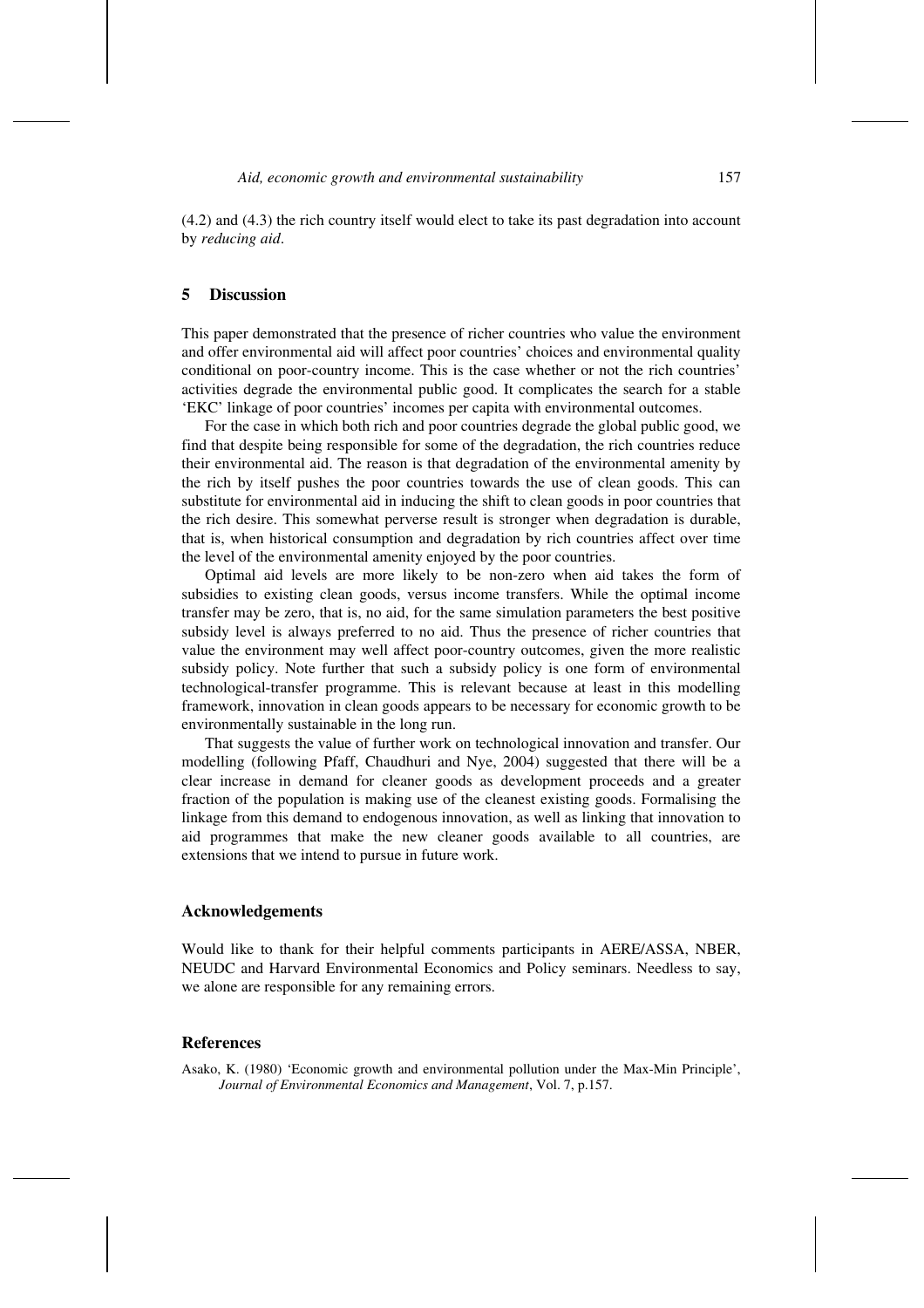(4.2) and (4.3) the rich country itself would elect to take its past degradation into account by *reducing aid*.

## 5 Discussion

This paper demonstrated that the presence of richer countries who value the environment and offer environmental aid will affect poor countries' choices and environmental quality conditional on poor-country income. This is the case whether or not the rich countries' activities degrade the environmental public good. It complicates the search for a stable 'EKC' linkage of poor countries' incomes per capita with environmental outcomes.

For the case in which both rich and poor countries degrade the global public good, we find that despite being responsible for some of the degradation, the rich countries reduce their environmental aid. The reason is that degradation of the environmental amenity by the rich by itself pushes the poor countries towards the use of clean goods. This can substitute for environmental aid in inducing the shift to clean goods in poor countries that the rich desire. This somewhat perverse result is stronger when degradation is durable, that is, when historical consumption and degradation by rich countries affect over time the level of the environmental amenity enjoyed by the poor countries.

Optimal aid levels are more likely to be non-zero when aid takes the form of subsidies to existing clean goods, versus income transfers. While the optimal income transfer may be zero, that is, no aid, for the same simulation parameters the best positive subsidy level is always preferred to no aid. Thus the presence of richer countries that value the environment may well affect poor-country outcomes, given the more realistic subsidy policy. Note further that such a subsidy policy is one form of environmental technological-transfer programme. This is relevant because at least in this modelling framework, innovation in clean goods appears to be necessary for economic growth to be environmentally sustainable in the long run.

That suggests the value of further work on technological innovation and transfer. Our modelling (following Pfaff, Chaudhuri and Nye, 2004) suggested that there will be a clear increase in demand for cleaner goods as development proceeds and a greater fraction of the population is making use of the cleanest existing goods. Formalising the linkage from this demand to endogenous innovation, as well as linking that innovation to aid programmes that make the new cleaner goods available to all countries, are extensions that we intend to pursue in future work.

## Acknowledgements

Would like to thank for their helpful comments participants in AERE/ASSA, NBER, NEUDC and Harvard Environmental Economics and Policy seminars. Needless to say, we alone are responsible for any remaining errors.

## References

Asako, K. (1980) 'Economic growth and environmental pollution under the Max-Min Principle', *Journal of Environmental Economics and Management*, Vol. 7, p.157.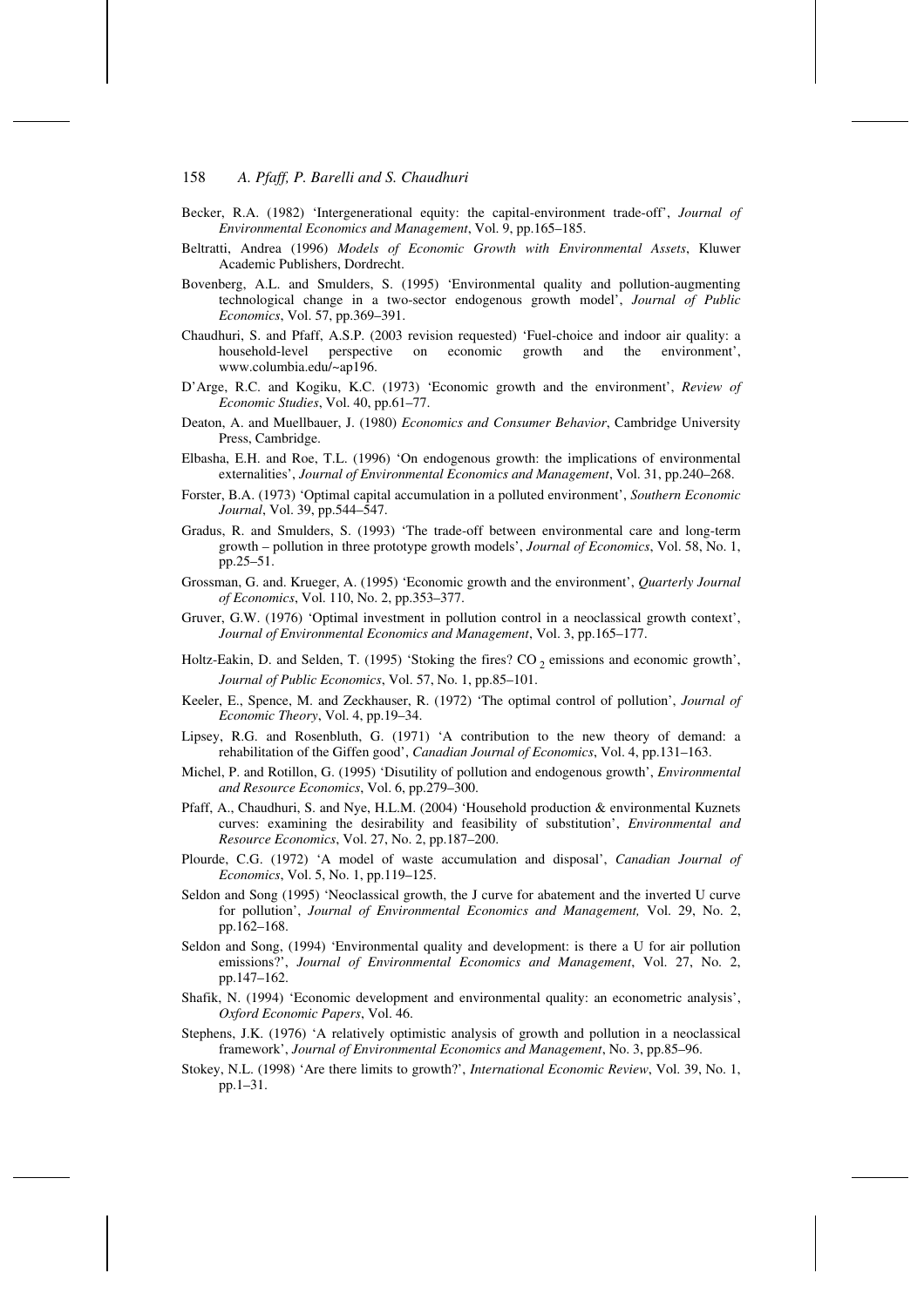Becker, R.A. (1982) 'Intergenerational equity: the capital-environment trade-off', *Journal of Environmental Economics and Management*, Vol. 9, pp.165–185.

Beltratti, Andrea (1996) *Models of Economic Growth with Environmental Assets*, Kluwer Academic Publishers, Dordrecht.

Bovenberg, A.L. and Smulders, S. (1995) 'Environmental quality and pollution-augmenting technological change in a two-sector endogenous growth model', *Journal of Public Economics*, Vol. 57, pp.369–391.

Chaudhuri, S. and Pfaff, A.S.P. (2003 revision requested) 'Fuel-choice and indoor air quality: a household-level perspective on economic growth and the environment', www.columbia.edu/~ap196.

D'Arge, R.C. and Kogiku, K.C. (1973) 'Economic growth and the environment', *Review of Economic Studies*, Vol. 40, pp.61–77.

Deaton, A. and Muellbauer, J. (1980) *Economics and Consumer Behavior*, Cambridge University Press, Cambridge.

Elbasha, E.H. and Roe, T.L. (1996) 'On endogenous growth: the implications of environmental externalities', *Journal of Environmental Economics and Management*, Vol. 31, pp.240–268.

Forster, B.A. (1973) 'Optimal capital accumulation in a polluted environment', *Southern Economic Journal*, Vol. 39, pp.544–547.

Gradus, R. and Smulders, S. (1993) 'The trade-off between environmental care and long-term growth – pollution in three prototype growth models', *Journal of Economics*, Vol. 58, No. 1, pp.25–51.

Grossman, G. and. Krueger, A. (1995) 'Economic growth and the environment', *Quarterly Journal of Economics*, Vol. 110, No. 2, pp.353–377.

Gruver, G.W. (1976) 'Optimal investment in pollution control in a neoclassical growth context', *Journal of Environmental Economics and Management*, Vol. 3, pp.165–177.

Holtz-Eakin, D. and Selden, T. (1995) 'Stoking the fires? $CO_2$ emissions and economic growth', *Journal of Public Economics*, Vol. 57, No. 1, pp.85–101.

Keeler, E., Spence, M. and Zeckhauser, R. (1972) 'The optimal control of pollution', *Journal of Economic Theory*, Vol. 4, pp.19–34.

Lipsey, R.G. and Rosenbluth, G. (1971) 'A contribution to the new theory of demand: a rehabilitation of the Giffen good', *Canadian Journal of Economics*, Vol. 4, pp.131–163.

Michel, P. and Rotillon, G. (1995) 'Disutility of pollution and endogenous growth', *Environmental and Resource Economics*, Vol. 6, pp.279–300.

Pfaff, A., Chaudhuri, S. and Nye, H.L.M. (2004) 'Household production & environmental Kuznets curves: examining the desirability and feasibility of substitution', *Environmental and Resource Economics*, Vol. 27, No. 2, pp.187–200.

Plourde, C.G. (1972) 'A model of waste accumulation and disposal', *Canadian Journal of Economics*, Vol. 5, No. 1, pp.119–125.

Seldon and Song (1995) 'Neoclassical growth, the J curve for abatement and the inverted U curve for pollution', *Journal of Environmental Economics and Management,* Vol. 29, No. 2, pp.162–168.

Seldon and Song, (1994) 'Environmental quality and development: is there a U for air pollution emissions?', *Journal of Environmental Economics and Management*, Vol. 27, No. 2, pp.147–162.

Shafik, N. (1994) 'Economic development and environmental quality: an econometric analysis', *Oxford Economic Papers*, Vol. 46.

Stephens, J.K. (1976) 'A relatively optimistic analysis of growth and pollution in a neoclassical framework', *Journal of Environmental Economics and Management*, No. 3, pp.85–96.

Stokey, N.L. (1998) 'Are there limits to growth?', *International Economic Review*, Vol. 39, No. 1, pp.1–31.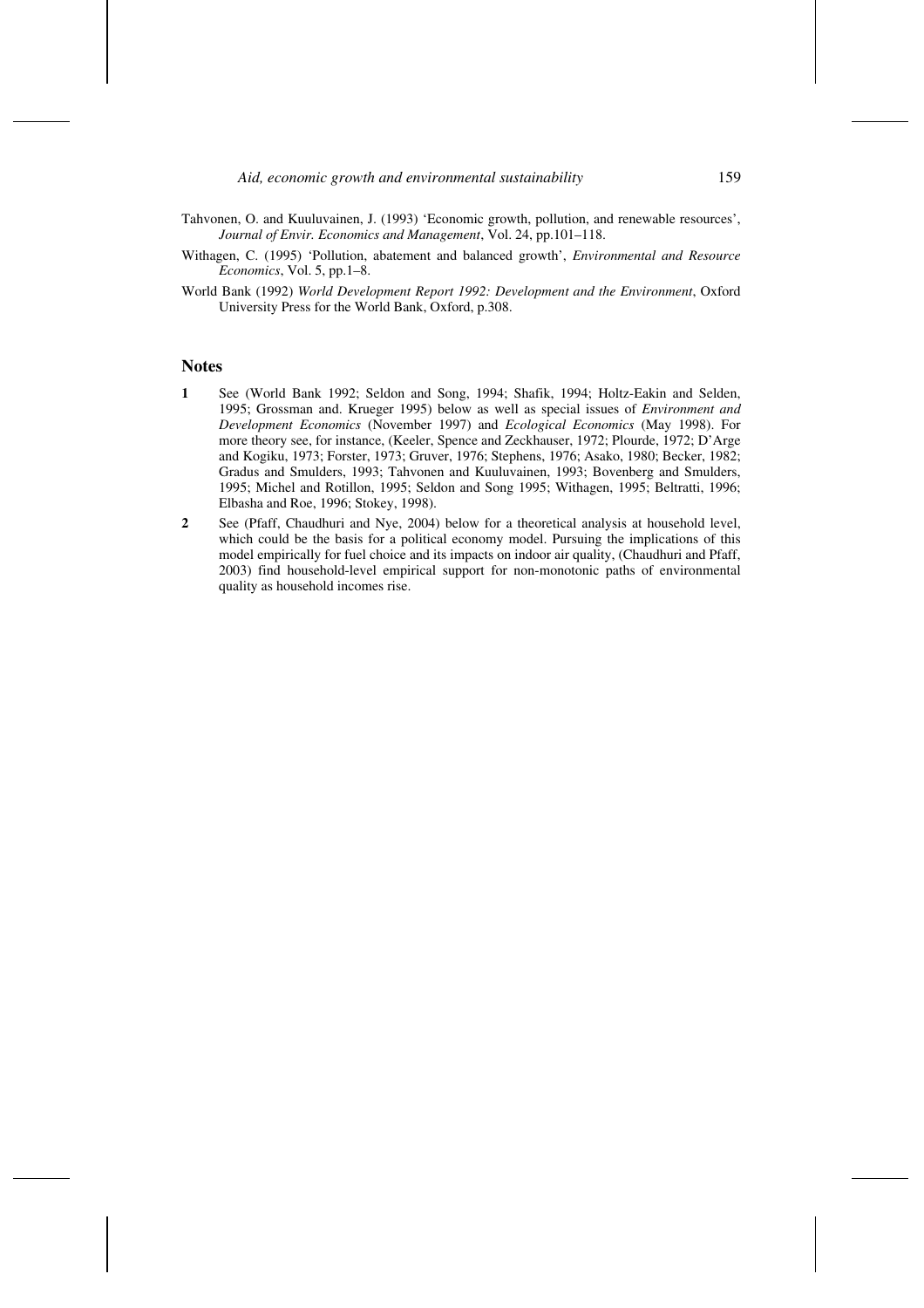Tahvonen, O. and Kuuluvainen, J. (1993) 'Economic growth, pollution, and renewable resources', *Journal of Envir. Economics and Management*, Vol. 24, pp.101–118.

Withagen, C. (1995) 'Pollution, abatement and balanced growth', *Environmental and Resource Economics*, Vol. 5, pp.1–8.

World Bank (1992) *World Development Report 1992: Development and the Environment*, Oxford University Press for the World Bank, Oxford, p.308.

## Notes

**1** See (World Bank 1992; Seldon and Song, 1994; Shafik, 1994; Holtz-Eakin and Selden, 1995; Grossman and. Krueger 1995) below as well as special issues of *Environment and Development Economics* (November 1997) and *Ecological Economics* (May 1998). For more theory see, for instance, (Keeler, Spence and Zeckhauser, 1972; Plourde, 1972; D'Arge and Kogiku, 1973; Forster, 1973; Gruver, 1976; Stephens, 1976; Asako, 1980; Becker, 1982; Gradus and Smulders, 1993; Tahvonen and Kuuluvainen, 1993; Bovenberg and Smulders, 1995; Michel and Rotillon, 1995; Seldon and Song 1995; Withagen, 1995; Beltratti, 1996; Elbasha and Roe, 1996; Stokey, 1998).

**2** See (Pfaff, Chaudhuri and Nye, 2004) below for a theoretical analysis at household level, which could be the basis for a political economy model. Pursuing the implications of this model empirically for fuel choice and its impacts on indoor air quality, (Chaudhuri and Pfaff, 2003) find household-level empirical support for non-monotonic paths of environmental quality as household incomes rise.